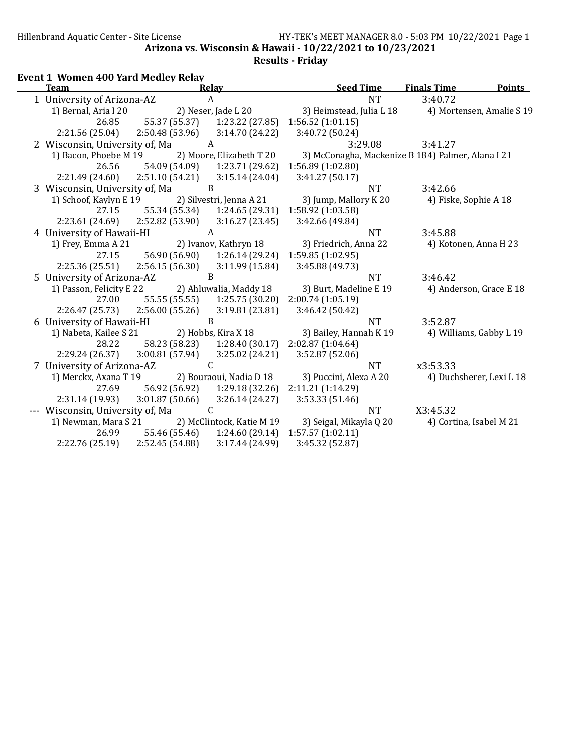## Arizona vs. Wisconsin & Hawaii - 10/22/2021 to 10/23/2021

### Results - Friday

### Event 1 Women 400 Yard Medley Relay

| | Team | Relay | Seed Time | Finals Time | Points |
|---|---|---|---|---|---|
| 1 | University of Arizona-AZ | A | NT | 3:40.72 | |
| | 1) Bernal, Aria I 20 | 2) Neser, Jade L 20 | 3) Heimstead, Julia L 18 | 4) Mortensen, Amalie S 19 | |
| | 26.85 | 55.37 (55.37) | 1:23.22 (27.85) | 1:56.52 (1:01.15) | |
| | 2:21.56 (25.04) | 2:50.48 (53.96) | 3:14.70 (24.22) | 3:40.72 (50.24) | |
| 2 | Wisconsin, University of, Ma | A | 3:29.08 | 3:41.27 | |
| | 1) Bacon, Phoebe M 19 | 2) Moore, Elizabeth T 20 | 3) McConagha, Mackenize B 18 | 4) Palmer, Alana I 21 | |
| | 26.56 | 54.09 (54.09) | 1:23.71 (29.62) | 1:56.89 (1:02.80) | |
| | 2:21.49 (24.60) | 2:51.10 (54.21) | 3:15.14 (24.04) | 3:41.27 (50.17) | |
| 3 | Wisconsin, University of, Ma | B | NT | 3:42.66 | |
| | 1) Schoof, Kaylyn E 19 | 2) Silvestri, Jenna A 21 | 3) Jump, Mallory K 20 | 4) Fiske, Sophie A 18 | |
| | 27.15 | 55.34 (55.34) | 1:24.65 (29.31) | 1:58.92 (1:03.58) | |
| | 2:23.61 (24.69) | 2:52.82 (53.90) | 3:16.27 (23.45) | 3:42.66 (49.84) | |
| 4 | University of Hawaii-HI | A | NT | 3:45.88 | |
| | 1) Frey, Emma A 21 | 2) Ivanov, Kathryn 18 | 3) Friedrich, Anna 22 | 4) Kotonen, Anna H 23 | |
| | 27.15 | 56.90 (56.90) | 1:26.14 (29.24) | 1:59.85 (1:02.95) | |
| | 2:25.36 (25.51) | 2:56.15 (56.30) | 3:11.99 (15.84) | 3:45.88 (49.73) | |
| 5 | University of Arizona-AZ | B | NT | 3:46.42 | |
| | 1) Passon, Felicity E 22 | 2) Ahluwalia, Maddy 18 | 3) Burt, Madeline E 19 | 4) Anderson, Grace E 18 | |
| | 27.00 | 55.55 (55.55) | 1:25.75 (30.20) | 2:00.74 (1:05.19) | |
| | 2:26.47 (25.73) | 2:56.00 (55.26) | 3:19.81 (23.81) | 3:46.42 (50.42) | |
| 6 | University of Hawaii-HI | B | NT | 3:52.87 | |
| | 1) Nabeta, Kailee S 21 | 2) Hobbs, Kira X 18 | 3) Bailey, Hannah K 19 | 4) Williams, Gabby L 19 | |
| | 28.22 | 58.23 (58.23) | 1:28.40 (30.17) | 2:02.87 (1:04.64) | |
| | 2:29.24 (26.37) | 3:00.81 (57.94) | 3:25.02 (24.21) | 3:52.87 (52.06) | |
| 7 | University of Arizona-AZ | C | NT | x3:53.33 | |
| | 1) Merckx, Axana T 19 | 2) Bouraoui, Nadia D 18 | 3) Puccini, Alexa A 20 | 4) Duchsherer, Lexi L 18 | |
| | 27.69 | 56.92 (56.92) | 1:29.18 (32.26) | 2:11.21 (1:14.29) | |
| | 2:31.14 (19.93) | 3:01.87 (50.66) | 3:26.14 (24.27) | 3:53.33 (51.46) | |
| --- | Wisconsin, University of, Ma | C | NT | X3:45.32 | |
| | 1) Newman, Mara S 21 | 2) McClintock, Katie M 19 | 3) Seigal, Mikayla Q 20 | 4) Cortina, Isabel M 21 | |
| | 26.99 | 55.46 (55.46) | 1:24.60 (29.14) | 1:57.57 (1:02.11) | |
| | 2:22.76 (25.19) | 2:52.45 (54.88) | 3:17.44 (24.99) | 3:45.32 (52.87) | |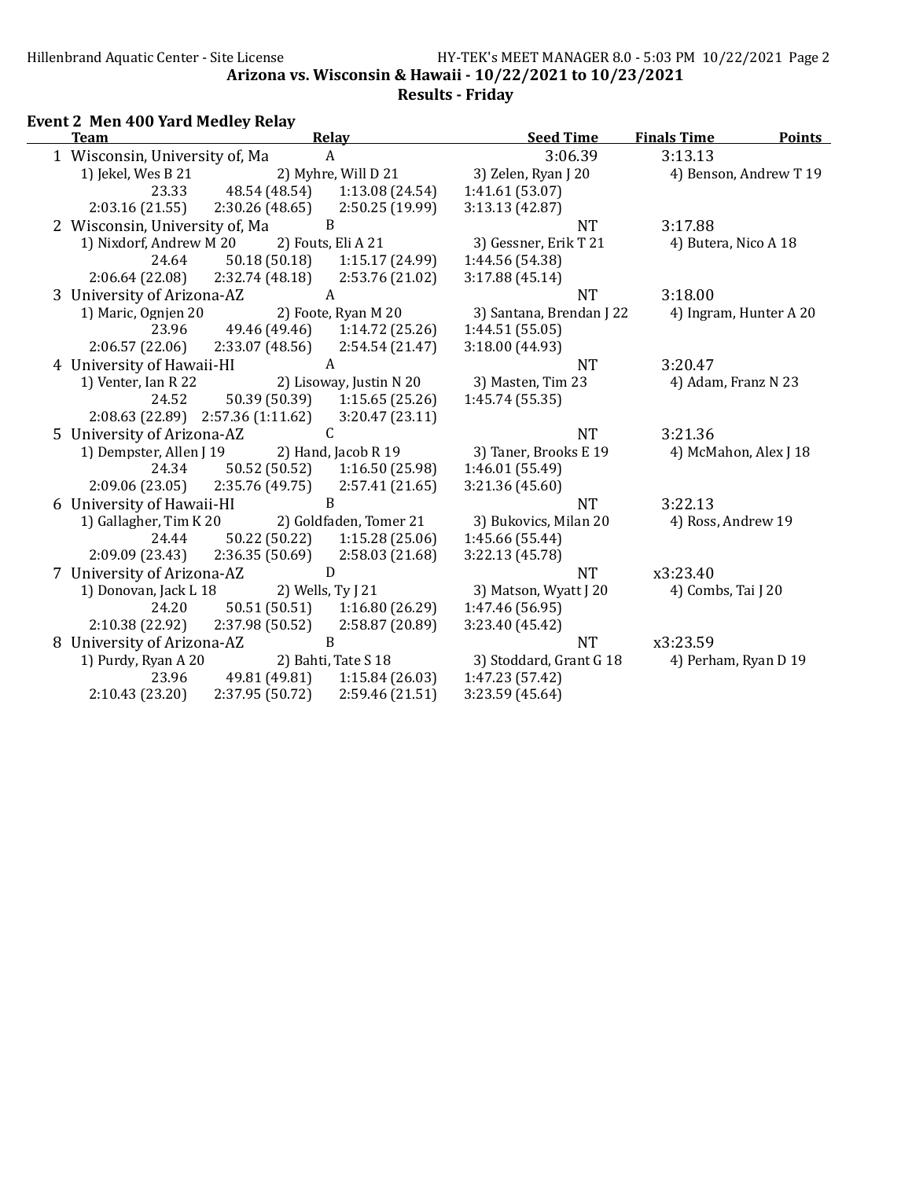## Arizona vs. Wisconsin & Hawaii - 10/22/2021 to 10/23/2021

### Results - Friday

**Event 2 Men 400 Yard Medley Relay**

| | Team | Relay | Seed Time | Finals Time | Points |
|---|---|---|---|---|---|
| 1 | Wisconsin, University of, Ma | A | 3:06.39 | 3:13.13 | |

1) Jekel, Wes B 21 — 2) Myhre, Will D 21 — 3) Zelen, Ryan J 20 — 4) Benson, Andrew T 19

23.33 — 48.54 (48.54) — 1:13.08 (24.54) — 1:41.61 (53.07)
2:03.16 (21.55) — 2:30.26 (48.65) — 2:50.25 (19.99) — 3:13.13 (42.87)

| | Team | Relay | Seed Time | Finals Time | Points |
|---|---|---|---|---|---|
| 2 | Wisconsin, University of, Ma | B | NT | 3:17.88 | |

1) Nixdorf, Andrew M 20 — 2) Fouts, Eli A 21 — 3) Gessner, Erik T 21 — 4) Butera, Nico A 18

24.64 — 50.18 (50.18) — 1:15.17 (24.99) — 1:44.56 (54.38)
2:06.64 (22.08) — 2:32.74 (48.18) — 2:53.76 (21.02) — 3:17.88 (45.14)

| | Team | Relay | Seed Time | Finals Time | Points |
|---|---|---|---|---|---|
| 3 | University of Arizona-AZ | A | NT | 3:18.00 | |

1) Maric, Ognjen 20 — 2) Foote, Ryan M 20 — 3) Santana, Brendan J 22 — 4) Ingram, Hunter A 20

23.96 — 49.46 (49.46) — 1:14.72 (25.26) — 1:44.51 (55.05)
2:06.57 (22.06) — 2:33.07 (48.56) — 2:54.54 (21.47) — 3:18.00 (44.93)

| | Team | Relay | Seed Time | Finals Time | Points |
|---|---|---|---|---|---|
| 4 | University of Hawaii-HI | A | NT | 3:20.47 | |

1) Venter, Ian R 22 — 2) Lisoway, Justin N 20 — 3) Masten, Tim 23 — 4) Adam, Franz N 23

24.52 — 50.39 (50.39) — 1:15.65 (25.26) — 1:45.74 (55.35)
2:08.63 (22.89) — 2:57.36 (1:11.62) — 3:20.47 (23.11)

| | Team | Relay | Seed Time | Finals Time | Points |
|---|---|---|---|---|---|
| 5 | University of Arizona-AZ | C | NT | 3:21.36 | |

1) Dempster, Allen J 19 — 2) Hand, Jacob R 19 — 3) Taner, Brooks E 19 — 4) McMahon, Alex J 18

24.34 — 50.52 (50.52) — 1:16.50 (25.98) — 1:46.01 (55.49)
2:09.06 (23.05) — 2:35.76 (49.75) — 2:57.41 (21.65) — 3:21.36 (45.60)

| | Team | Relay | Seed Time | Finals Time | Points |
|---|---|---|---|---|---|
| 6 | University of Hawaii-HI | B | NT | 3:22.13 | |

1) Gallagher, Tim K 20 — 2) Goldfaden, Tomer 21 — 3) Bukovics, Milan 20 — 4) Ross, Andrew 19

24.44 — 50.22 (50.22) — 1:15.28 (25.06) — 1:45.66 (55.44)
2:09.09 (23.43) — 2:36.35 (50.69) — 2:58.03 (21.68) — 3:22.13 (45.78)

| | Team | Relay | Seed Time | Finals Time | Points |
|---|---|---|---|---|---|
| 7 | University of Arizona-AZ | D | NT | x3:23.40 | |

1) Donovan, Jack L 18 — 2) Wells, Ty J 21 — 3) Matson, Wyatt J 20 — 4) Combs, Tai J 20

24.20 — 50.51 (50.51) — 1:16.80 (26.29) — 1:47.46 (56.95)
2:10.38 (22.92) — 2:37.98 (50.52) — 2:58.87 (20.89) — 3:23.40 (45.42)

| | Team | Relay | Seed Time | Finals Time | Points |
|---|---|---|---|---|---|
| 8 | University of Arizona-AZ | B | NT | x3:23.59 | |

1) Purdy, Ryan A 20 — 2) Bahti, Tate S 18 — 3) Stoddard, Grant G 18 — 4) Perham, Ryan D 19

23.96 — 49.81 (49.81) — 1:15.84 (26.03) — 1:47.23 (57.42)
2:10.43 (23.20) — 2:37.95 (50.72) — 2:59.46 (21.51) — 3:23.59 (45.64)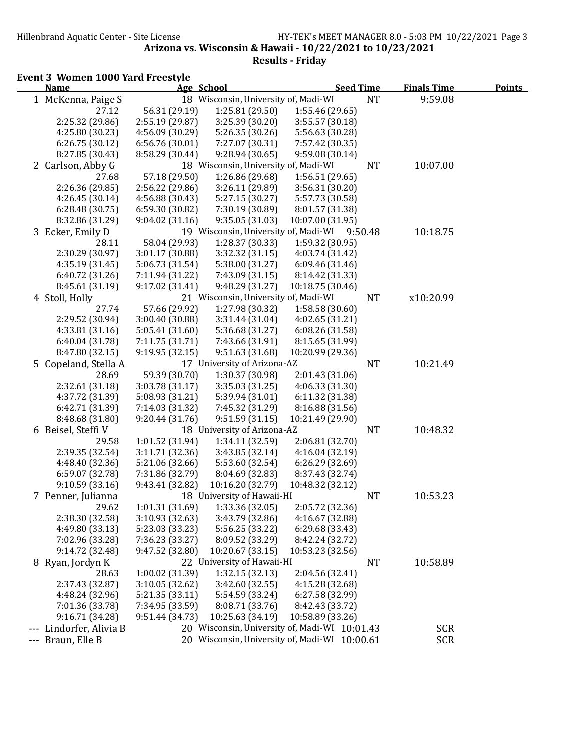**Arizona vs. Wisconsin & Hawaii - 10/22/2021 to 10/23/2021**

**Results - Friday**

## Event 3 Women 1000 Yard Freestyle

| | Name | Age | School | Seed Time | Finals Time | Points |
|---|---|---|---|---|---|---|
| 1 | McKenna, Paige S | 18 | Wisconsin, University of, Madi-WI | NT | 9:59.08 | |
| | 27.12 | 56.31 (29.19) | 1:25.81 (29.50) | 1:55.46 (29.65) | | |
| | 2:25.32 (29.86) | 2:55.19 (29.87) | 3:25.39 (30.20) | 3:55.57 (30.18) | | |
| | 4:25.80 (30.23) | 4:56.09 (30.29) | 5:26.35 (30.26) | 5:56.63 (30.28) | | |
| | 6:26.75 (30.12) | 6:56.76 (30.01) | 7:27.07 (30.31) | 7:57.42 (30.35) | | |
| | 8:27.85 (30.43) | 8:58.29 (30.44) | 9:28.94 (30.65) | 9:59.08 (30.14) | | |
| 2 | Carlson, Abby G | 18 | Wisconsin, University of, Madi-WI | NT | 10:07.00 | |
| | 27.68 | 57.18 (29.50) | 1:26.86 (29.68) | 1:56.51 (29.65) | | |
| | 2:26.36 (29.85) | 2:56.22 (29.86) | 3:26.11 (29.89) | 3:56.31 (30.20) | | |
| | 4:26.45 (30.14) | 4:56.88 (30.43) | 5:27.15 (30.27) | 5:57.73 (30.58) | | |
| | 6:28.48 (30.75) | 6:59.30 (30.82) | 7:30.19 (30.89) | 8:01.57 (31.38) | | |
| | 8:32.86 (31.29) | 9:04.02 (31.16) | 9:35.05 (31.03) | 10:07.00 (31.95) | | |
| 3 | Ecker, Emily D | 19 | Wisconsin, University of, Madi-WI | 9:50.48 | 10:18.75 | |
| | 28.11 | 58.04 (29.93) | 1:28.37 (30.33) | 1:59.32 (30.95) | | |
| | 2:30.29 (30.97) | 3:01.17 (30.88) | 3:32.32 (31.15) | 4:03.74 (31.42) | | |
| | 4:35.19 (31.45) | 5:06.73 (31.54) | 5:38.00 (31.27) | 6:09.46 (31.46) | | |
| | 6:40.72 (31.26) | 7:11.94 (31.22) | 7:43.09 (31.15) | 8:14.42 (31.33) | | |
| | 8:45.61 (31.19) | 9:17.02 (31.41) | 9:48.29 (31.27) | 10:18.75 (30.46) | | |
| 4 | Stoll, Holly | 21 | Wisconsin, University of, Madi-WI | NT | x10:20.99 | |
| | 27.74 | 57.66 (29.92) | 1:27.98 (30.32) | 1:58.58 (30.60) | | |
| | 2:29.52 (30.94) | 3:00.40 (30.88) | 3:31.44 (31.04) | 4:02.65 (31.21) | | |
| | 4:33.81 (31.16) | 5:05.41 (31.60) | 5:36.68 (31.27) | 6:08.26 (31.58) | | |
| | 6:40.04 (31.78) | 7:11.75 (31.71) | 7:43.66 (31.91) | 8:15.65 (31.99) | | |
| | 8:47.80 (32.15) | 9:19.95 (32.15) | 9:51.63 (31.68) | 10:20.99 (29.36) | | |
| 5 | Copeland, Stella A | 17 | University of Arizona-AZ | NT | 10:21.49 | |
| | 28.69 | 59.39 (30.70) | 1:30.37 (30.98) | 2:01.43 (31.06) | | |
| | 2:32.61 (31.18) | 3:03.78 (31.17) | 3:35.03 (31.25) | 4:06.33 (31.30) | | |
| | 4:37.72 (31.39) | 5:08.93 (31.21) | 5:39.94 (31.01) | 6:11.32 (31.38) | | |
| | 6:42.71 (31.39) | 7:14.03 (31.32) | 7:45.32 (31.29) | 8:16.88 (31.56) | | |
| | 8:48.68 (31.80) | 9:20.44 (31.76) | 9:51.59 (31.15) | 10:21.49 (29.90) | | |
| 6 | Beisel, Steffi V | 18 | University of Arizona-AZ | NT | 10:48.32 | |
| | 29.58 | 1:01.52 (31.94) | 1:34.11 (32.59) | 2:06.81 (32.70) | | |
| | 2:39.35 (32.54) | 3:11.71 (32.36) | 3:43.85 (32.14) | 4:16.04 (32.19) | | |
| | 4:48.40 (32.36) | 5:21.06 (32.66) | 5:53.60 (32.54) | 6:26.29 (32.69) | | |
| | 6:59.07 (32.78) | 7:31.86 (32.79) | 8:04.69 (32.83) | 8:37.43 (32.74) | | |
| | 9:10.59 (33.16) | 9:43.41 (32.82) | 10:16.20 (32.79) | 10:48.32 (32.12) | | |
| 7 | Penner, Julianna | 18 | University of Hawaii-HI | NT | 10:53.23 | |
| | 29.62 | 1:01.31 (31.69) | 1:33.36 (32.05) | 2:05.72 (32.36) | | |
| | 2:38.30 (32.58) | 3:10.93 (32.63) | 3:43.79 (32.86) | 4:16.67 (32.88) | | |
| | 4:49.80 (33.13) | 5:23.03 (33.23) | 5:56.25 (33.22) | 6:29.68 (33.43) | | |
| | 7:02.96 (33.28) | 7:36.23 (33.27) | 8:09.52 (33.29) | 8:42.24 (32.72) | | |
| | 9:14.72 (32.48) | 9:47.52 (32.80) | 10:20.67 (33.15) | 10:53.23 (32.56) | | |
| 8 | Ryan, Jordyn K | 22 | University of Hawaii-HI | NT | 10:58.89 | |
| | 28.63 | 1:00.02 (31.39) | 1:32.15 (32.13) | 2:04.56 (32.41) | | |
| | 2:37.43 (32.87) | 3:10.05 (32.62) | 3:42.60 (32.55) | 4:15.28 (32.68) | | |
| | 4:48.24 (32.96) | 5:21.35 (33.11) | 5:54.59 (33.24) | 6:27.58 (32.99) | | |
| | 7:01.36 (33.78) | 7:34.95 (33.59) | 8:08.71 (33.76) | 8:42.43 (33.72) | | |
| | 9:16.71 (34.28) | 9:51.44 (34.73) | 10:25.63 (34.19) | 10:58.89 (33.26) | | |
| --- | Lindorfer, Alivia B | 20 | Wisconsin, University of, Madi-WI | 10:01.43 | SCR | |
| --- | Braun, Elle B | 20 | Wisconsin, University of, Madi-WI | 10:00.61 | SCR | |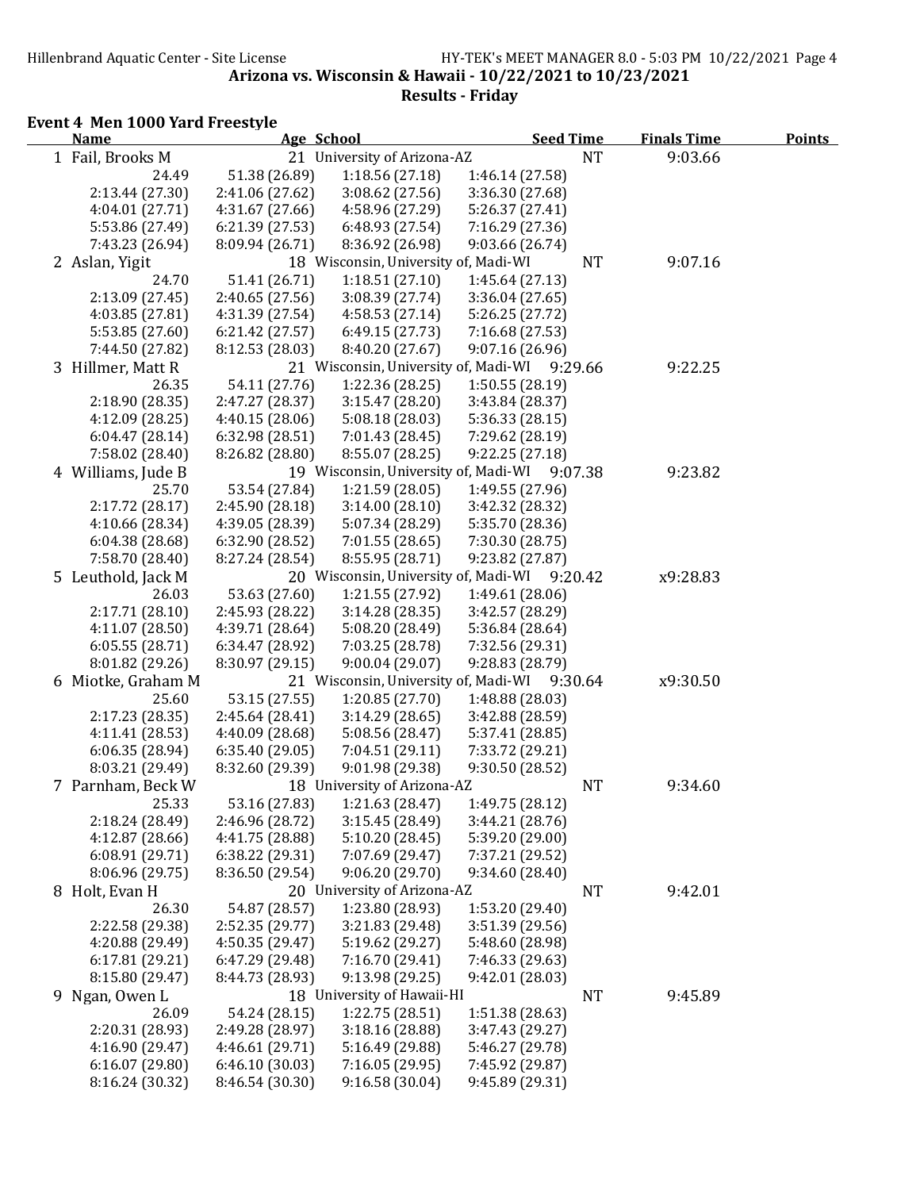**Arizona vs. Wisconsin & Hawaii - 10/22/2021 to 10/23/2021**

**Results - Friday**

### Event 4 Men 1000 Yard Freestyle

| Name | Age | School | Seed Time | Finals Time | Points |
|---|---|---|---|---|---|
| 1 Fail, Brooks M | 21 | University of Arizona-AZ | NT | 9:03.66 | |
| 24.49 | 51.38 (26.89) | 1:18.56 (27.18) | 1:46.14 (27.58) | | |
| 2:13.44 (27.30) | 2:41.06 (27.62) | 3:08.62 (27.56) | 3:36.30 (27.68) | | |
| 4:04.01 (27.71) | 4:31.67 (27.66) | 4:58.96 (27.29) | 5:26.37 (27.41) | | |
| 5:53.86 (27.49) | 6:21.39 (27.53) | 6:48.93 (27.54) | 7:16.29 (27.36) | | |
| 7:43.23 (26.94) | 8:09.94 (26.71) | 8:36.92 (26.98) | 9:03.66 (26.74) | | |
| 2 Aslan, Yigit | 18 | Wisconsin, University of, Madi-WI | NT | 9:07.16 | |
| 24.70 | 51.41 (26.71) | 1:18.51 (27.10) | 1:45.64 (27.13) | | |
| 2:13.09 (27.45) | 2:40.65 (27.56) | 3:08.39 (27.74) | 3:36.04 (27.65) | | |
| 4:03.85 (27.81) | 4:31.39 (27.54) | 4:58.53 (27.14) | 5:26.25 (27.72) | | |
| 5:53.85 (27.60) | 6:21.42 (27.57) | 6:49.15 (27.73) | 7:16.68 (27.53) | | |
| 7:44.50 (27.82) | 8:12.53 (28.03) | 8:40.20 (27.67) | 9:07.16 (26.96) | | |
| 3 Hillmer, Matt R | 21 | Wisconsin, University of, Madi-WI | 9:29.66 | 9:22.25 | |
| 26.35 | 54.11 (27.76) | 1:22.36 (28.25) | 1:50.55 (28.19) | | |
| 2:18.90 (28.35) | 2:47.27 (28.37) | 3:15.47 (28.20) | 3:43.84 (28.37) | | |
| 4:12.09 (28.25) | 4:40.15 (28.06) | 5:08.18 (28.03) | 5:36.33 (28.15) | | |
| 6:04.47 (28.14) | 6:32.98 (28.51) | 7:01.43 (28.45) | 7:29.62 (28.19) | | |
| 7:58.02 (28.40) | 8:26.82 (28.80) | 8:55.07 (28.25) | 9:22.25 (27.18) | | |
| 4 Williams, Jude B | 19 | Wisconsin, University of, Madi-WI | 9:07.38 | 9:23.82 | |
| 25.70 | 53.54 (27.84) | 1:21.59 (28.05) | 1:49.55 (27.96) | | |
| 2:17.72 (28.17) | 2:45.90 (28.18) | 3:14.00 (28.10) | 3:42.32 (28.32) | | |
| 4:10.66 (28.34) | 4:39.05 (28.39) | 5:07.34 (28.29) | 5:35.70 (28.36) | | |
| 6:04.38 (28.68) | 6:32.90 (28.52) | 7:01.55 (28.65) | 7:30.30 (28.75) | | |
| 7:58.70 (28.40) | 8:27.24 (28.54) | 8:55.95 (28.71) | 9:23.82 (27.87) | | |
| 5 Leuthold, Jack M | 20 | Wisconsin, University of, Madi-WI | 9:20.42 | x9:28.83 | |
| 26.03 | 53.63 (27.60) | 1:21.55 (27.92) | 1:49.61 (28.06) | | |
| 2:17.71 (28.10) | 2:45.93 (28.22) | 3:14.28 (28.35) | 3:42.57 (28.29) | | |
| 4:11.07 (28.50) | 4:39.71 (28.64) | 5:08.20 (28.49) | 5:36.84 (28.64) | | |
| 6:05.55 (28.71) | 6:34.47 (28.92) | 7:03.25 (28.78) | 7:32.56 (29.31) | | |
| 8:01.82 (29.26) | 8:30.97 (29.15) | 9:00.04 (29.07) | 9:28.83 (28.79) | | |
| 6 Miotke, Graham M | 21 | Wisconsin, University of, Madi-WI | 9:30.64 | x9:30.50 | |
| 25.60 | 53.15 (27.55) | 1:20.85 (27.70) | 1:48.88 (28.03) | | |
| 2:17.23 (28.35) | 2:45.64 (28.41) | 3:14.29 (28.65) | 3:42.88 (28.59) | | |
| 4:11.41 (28.53) | 4:40.09 (28.68) | 5:08.56 (28.47) | 5:37.41 (28.85) | | |
| 6:06.35 (28.94) | 6:35.40 (29.05) | 7:04.51 (29.11) | 7:33.72 (29.21) | | |
| 8:03.21 (29.49) | 8:32.60 (29.39) | 9:01.98 (29.38) | 9:30.50 (28.52) | | |
| 7 Parnham, Beck W | 18 | University of Arizona-AZ | NT | 9:34.60 | |
| 25.33 | 53.16 (27.83) | 1:21.63 (28.47) | 1:49.75 (28.12) | | |
| 2:18.24 (28.49) | 2:46.96 (28.72) | 3:15.45 (28.49) | 3:44.21 (28.76) | | |
| 4:12.87 (28.66) | 4:41.75 (28.88) | 5:10.20 (28.45) | 5:39.20 (29.00) | | |
| 6:08.91 (29.71) | 6:38.22 (29.31) | 7:07.69 (29.47) | 7:37.21 (29.52) | | |
| 8:06.96 (29.75) | 8:36.50 (29.54) | 9:06.20 (29.70) | 9:34.60 (28.40) | | |
| 8 Holt, Evan H | 20 | University of Arizona-AZ | NT | 9:42.01 | |
| 26.30 | 54.87 (28.57) | 1:23.80 (28.93) | 1:53.20 (29.40) | | |
| 2:22.58 (29.38) | 2:52.35 (29.77) | 3:21.83 (29.48) | 3:51.39 (29.56) | | |
| 4:20.88 (29.49) | 4:50.35 (29.47) | 5:19.62 (29.27) | 5:48.60 (28.98) | | |
| 6:17.81 (29.21) | 6:47.29 (29.48) | 7:16.70 (29.41) | 7:46.33 (29.63) | | |
| 8:15.80 (29.47) | 8:44.73 (28.93) | 9:13.98 (29.25) | 9:42.01 (28.03) | | |
| 9 Ngan, Owen L | 18 | University of Hawaii-HI | NT | 9:45.89 | |
| 26.09 | 54.24 (28.15) | 1:22.75 (28.51) | 1:51.38 (28.63) | | |
| 2:20.31 (28.93) | 2:49.28 (28.97) | 3:18.16 (28.88) | 3:47.43 (29.27) | | |
| 4:16.90 (29.47) | 4:46.61 (29.71) | 5:16.49 (29.88) | 5:46.27 (29.78) | | |
| 6:16.07 (29.80) | 6:46.10 (30.03) | 7:16.05 (29.95) | 7:45.92 (29.87) | | |
| 8:16.24 (30.32) | 8:46.54 (30.30) | 9:16.58 (30.04) | 9:45.89 (29.31) | | |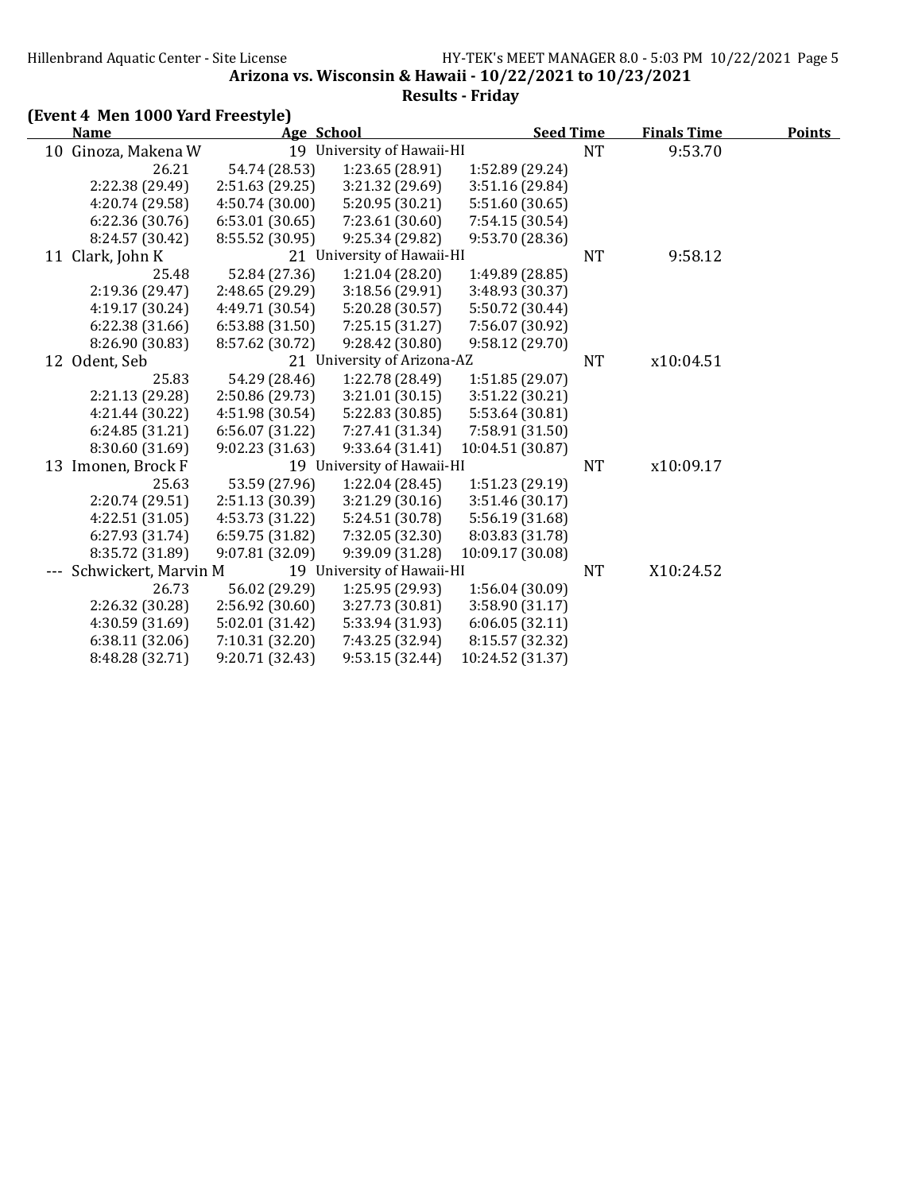**Arizona vs. Wisconsin & Hawaii - 10/22/2021 to 10/23/2021**

**Results - Friday**

### (Event 4 Men 1000 Yard Freestyle)

| | Name | Age | School | Seed Time | Finals Time | Points |
|---|---|---|---|---|---|---|
| 10 | Ginoza, Makena W | 19 | University of Hawaii-HI | NT | 9:53.70 | |
| | 26.21 | 54.74 (28.53) | 1:23.65 (28.91) | 1:52.89 (29.24) | | |
| | 2:22.38 (29.49) | 2:51.63 (29.25) | 3:21.32 (29.69) | 3:51.16 (29.84) | | |
| | 4:20.74 (29.58) | 4:50.74 (30.00) | 5:20.95 (30.21) | 5:51.60 (30.65) | | |
| | 6:22.36 (30.76) | 6:53.01 (30.65) | 7:23.61 (30.60) | 7:54.15 (30.54) | | |
| | 8:24.57 (30.42) | 8:55.52 (30.95) | 9:25.34 (29.82) | 9:53.70 (28.36) | | |
| 11 | Clark, John K | 21 | University of Hawaii-HI | NT | 9:58.12 | |
| | 25.48 | 52.84 (27.36) | 1:21.04 (28.20) | 1:49.89 (28.85) | | |
| | 2:19.36 (29.47) | 2:48.65 (29.29) | 3:18.56 (29.91) | 3:48.93 (30.37) | | |
| | 4:19.17 (30.24) | 4:49.71 (30.54) | 5:20.28 (30.57) | 5:50.72 (30.44) | | |
| | 6:22.38 (31.66) | 6:53.88 (31.50) | 7:25.15 (31.27) | 7:56.07 (30.92) | | |
| | 8:26.90 (30.83) | 8:57.62 (30.72) | 9:28.42 (30.80) | 9:58.12 (29.70) | | |
| 12 | Odent, Seb | 21 | University of Arizona-AZ | NT | x10:04.51 | |
| | 25.83 | 54.29 (28.46) | 1:22.78 (28.49) | 1:51.85 (29.07) | | |
| | 2:21.13 (29.28) | 2:50.86 (29.73) | 3:21.01 (30.15) | 3:51.22 (30.21) | | |
| | 4:21.44 (30.22) | 4:51.98 (30.54) | 5:22.83 (30.85) | 5:53.64 (30.81) | | |
| | 6:24.85 (31.21) | 6:56.07 (31.22) | 7:27.41 (31.34) | 7:58.91 (31.50) | | |
| | 8:30.60 (31.69) | 9:02.23 (31.63) | 9:33.64 (31.41) | 10:04.51 (30.87) | | |
| 13 | Imonen, Brock F | 19 | University of Hawaii-HI | NT | x10:09.17 | |
| | 25.63 | 53.59 (27.96) | 1:22.04 (28.45) | 1:51.23 (29.19) | | |
| | 2:20.74 (29.51) | 2:51.13 (30.39) | 3:21.29 (30.16) | 3:51.46 (30.17) | | |
| | 4:22.51 (31.05) | 4:53.73 (31.22) | 5:24.51 (30.78) | 5:56.19 (31.68) | | |
| | 6:27.93 (31.74) | 6:59.75 (31.82) | 7:32.05 (32.30) | 8:03.83 (31.78) | | |
| | 8:35.72 (31.89) | 9:07.81 (32.09) | 9:39.09 (31.28) | 10:09.17 (30.08) | | |
| --- | Schwickert, Marvin M | 19 | University of Hawaii-HI | NT | X10:24.52 | |
| | 26.73 | 56.02 (29.29) | 1:25.95 (29.93) | 1:56.04 (30.09) | | |
| | 2:26.32 (30.28) | 2:56.92 (30.60) | 3:27.73 (30.81) | 3:58.90 (31.17) | | |
| | 4:30.59 (31.69) | 5:02.01 (31.42) | 5:33.94 (31.93) | 6:06.05 (32.11) | | |
| | 6:38.11 (32.06) | 7:10.31 (32.20) | 7:43.25 (32.94) | 8:15.57 (32.32) | | |
| | 8:48.28 (32.71) | 9:20.71 (32.43) | 9:53.15 (32.44) | 10:24.52 (31.37) | | |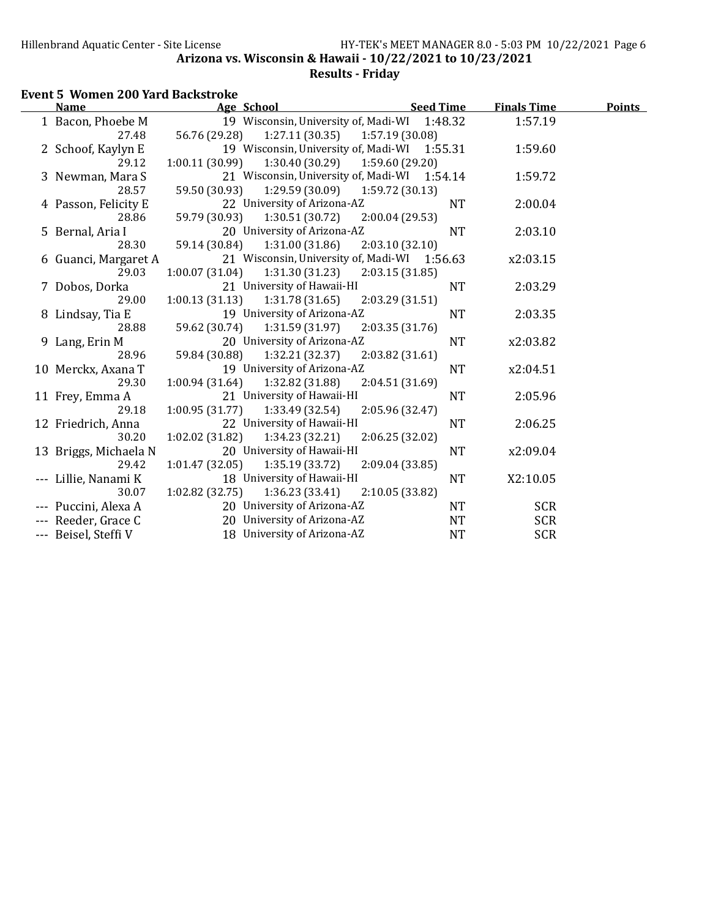**Arizona vs. Wisconsin & Hawaii - 10/22/2021 to 10/23/2021**

**Results - Friday**

### Event 5 Women 200 Yard Backstroke

| | Name | Age | School | Seed Time | Finals Time | Points |
|---|---|---|---|---|---|---|
| 1 | Bacon, Phoebe M | 19 | Wisconsin, University of, Madi-WI | 1:48.32 | 1:57.19 | |
| | 27.48 | 56.76 (29.28) | 1:27.11 (30.35) | 1:57.19 (30.08) | | |
| 2 | Schoof, Kaylyn E | 19 | Wisconsin, University of, Madi-WI | 1:55.31 | 1:59.60 | |
| | 29.12 | 1:00.11 (30.99) | 1:30.40 (30.29) | 1:59.60 (29.20) | | |
| 3 | Newman, Mara S | 21 | Wisconsin, University of, Madi-WI | 1:54.14 | 1:59.72 | |
| | 28.57 | 59.50 (30.93) | 1:29.59 (30.09) | 1:59.72 (30.13) | | |
| 4 | Passon, Felicity E | 22 | University of Arizona-AZ | NT | 2:00.04 | |
| | 28.86 | 59.79 (30.93) | 1:30.51 (30.72) | 2:00.04 (29.53) | | |
| 5 | Bernal, Aria I | 20 | University of Arizona-AZ | NT | 2:03.10 | |
| | 28.30 | 59.14 (30.84) | 1:31.00 (31.86) | 2:03.10 (32.10) | | |
| 6 | Guanci, Margaret A | 21 | Wisconsin, University of, Madi-WI | 1:56.63 | x2:03.15 | |
| | 29.03 | 1:00.07 (31.04) | 1:31.30 (31.23) | 2:03.15 (31.85) | | |
| 7 | Dobos, Dorka | 21 | University of Hawaii-HI | NT | 2:03.29 | |
| | 29.00 | 1:00.13 (31.13) | 1:31.78 (31.65) | 2:03.29 (31.51) | | |
| 8 | Lindsay, Tia E | 19 | University of Arizona-AZ | NT | 2:03.35 | |
| | 28.88 | 59.62 (30.74) | 1:31.59 (31.97) | 2:03.35 (31.76) | | |
| 9 | Lang, Erin M | 20 | University of Arizona-AZ | NT | x2:03.82 | |
| | 28.96 | 59.84 (30.88) | 1:32.21 (32.37) | 2:03.82 (31.61) | | |
| 10 | Merckx, Axana T | 19 | University of Arizona-AZ | NT | x2:04.51 | |
| | 29.30 | 1:00.94 (31.64) | 1:32.82 (31.88) | 2:04.51 (31.69) | | |
| 11 | Frey, Emma A | 21 | University of Hawaii-HI | NT | 2:05.96 | |
| | 29.18 | 1:00.95 (31.77) | 1:33.49 (32.54) | 2:05.96 (32.47) | | |
| 12 | Friedrich, Anna | 22 | University of Hawaii-HI | NT | 2:06.25 | |
| | 30.20 | 1:02.02 (31.82) | 1:34.23 (32.21) | 2:06.25 (32.02) | | |
| 13 | Briggs, Michaela N | 20 | University of Hawaii-HI | NT | x2:09.04 | |
| | 29.42 | 1:01.47 (32.05) | 1:35.19 (33.72) | 2:09.04 (33.85) | | |
| --- | Lillie, Nanami K | 18 | University of Hawaii-HI | NT | X2:10.05 | |
| | 30.07 | 1:02.82 (32.75) | 1:36.23 (33.41) | 2:10.05 (33.82) | | |
| --- | Puccini, Alexa A | 20 | University of Arizona-AZ | NT | SCR | |
| --- | Reeder, Grace C | 20 | University of Arizona-AZ | NT | SCR | |
| --- | Beisel, Steffi V | 18 | University of Arizona-AZ | NT | SCR | |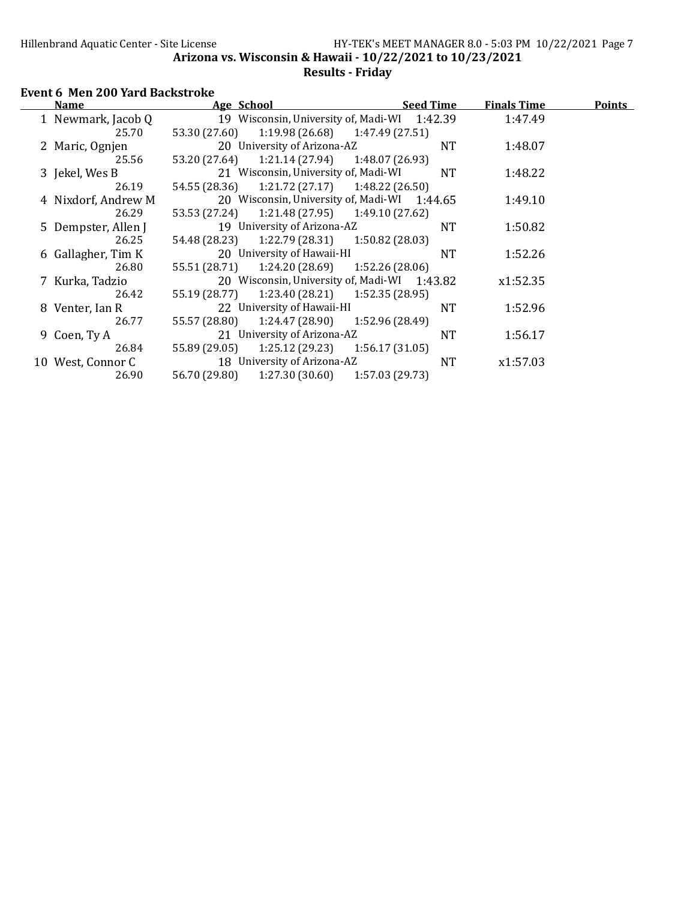**Arizona vs. Wisconsin & Hawaii - 10/22/2021 to 10/23/2021**

**Results - Friday**

### Event 6 Men 200 Yard Backstroke

| | Name | Age | School | Seed Time | Finals Time | Points |
|---|---|---|---|---|---|---|
| 1 | Newmark, Jacob Q | 19 | Wisconsin, University of, Madi-WI | 1:42.39 | 1:47.49 | |
| | 25.70 | 53.30 (27.60) | 1:19.98 (26.68) | 1:47.49 (27.51) | | |
| 2 | Maric, Ognjen | 20 | University of Arizona-AZ | NT | 1:48.07 | |
| | 25.56 | 53.20 (27.64) | 1:21.14 (27.94) | 1:48.07 (26.93) | | |
| 3 | Jekel, Wes B | 21 | Wisconsin, University of, Madi-WI | NT | 1:48.22 | |
| | 26.19 | 54.55 (28.36) | 1:21.72 (27.17) | 1:48.22 (26.50) | | |
| 4 | Nixdorf, Andrew M | 20 | Wisconsin, University of, Madi-WI | 1:44.65 | 1:49.10 | |
| | 26.29 | 53.53 (27.24) | 1:21.48 (27.95) | 1:49.10 (27.62) | | |
| 5 | Dempster, Allen J | 19 | University of Arizona-AZ | NT | 1:50.82 | |
| | 26.25 | 54.48 (28.23) | 1:22.79 (28.31) | 1:50.82 (28.03) | | |
| 6 | Gallagher, Tim K | 20 | University of Hawaii-HI | NT | 1:52.26 | |
| | 26.80 | 55.51 (28.71) | 1:24.20 (28.69) | 1:52.26 (28.06) | | |
| 7 | Kurka, Tadzio | 20 | Wisconsin, University of, Madi-WI | 1:43.82 | x1:52.35 | |
| | 26.42 | 55.19 (28.77) | 1:23.40 (28.21) | 1:52.35 (28.95) | | |
| 8 | Venter, Ian R | 22 | University of Hawaii-HI | NT | 1:52.96 | |
| | 26.77 | 55.57 (28.80) | 1:24.47 (28.90) | 1:52.96 (28.49) | | |
| 9 | Coen, Ty A | 21 | University of Arizona-AZ | NT | 1:56.17 | |
| | 26.84 | 55.89 (29.05) | 1:25.12 (29.23) | 1:56.17 (31.05) | | |
| 10 | West, Connor C | 18 | University of Arizona-AZ | NT | x1:57.03 | |
| | 26.90 | 56.70 (29.80) | 1:27.30 (30.60) | 1:57.03 (29.73) | | |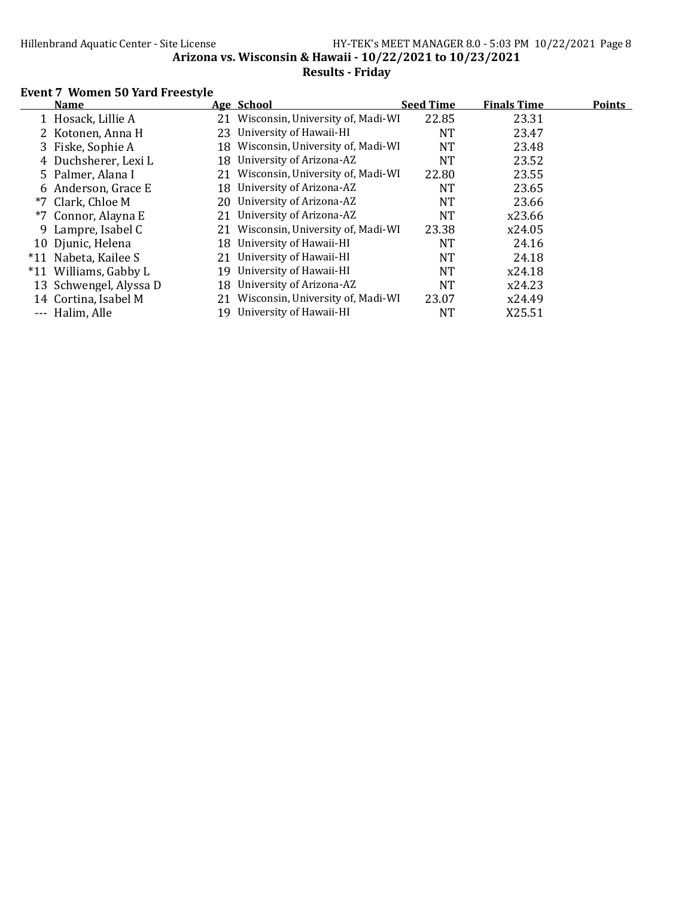**Arizona vs. Wisconsin & Hawaii - 10/22/2021 to 10/23/2021**

**Results - Friday**

### Event 7 Women 50 Yard Freestyle

| | Name | Age | School | Seed Time | Finals Time | Points |
|---|---|---|---|---|---|---|
| 1 | Hosack, Lillie A | 21 | Wisconsin, University of, Madi-WI | 22.85 | 23.31 | |
| 2 | Kotonen, Anna H | 23 | University of Hawaii-HI | NT | 23.47 | |
| 3 | Fiske, Sophie A | 18 | Wisconsin, University of, Madi-WI | NT | 23.48 | |
| 4 | Duchsherer, Lexi L | 18 | University of Arizona-AZ | NT | 23.52 | |
| 5 | Palmer, Alana I | 21 | Wisconsin, University of, Madi-WI | 22.80 | 23.55 | |
| 6 | Anderson, Grace E | 18 | University of Arizona-AZ | NT | 23.65 | |
| *7 | Clark, Chloe M | 20 | University of Arizona-AZ | NT | 23.66 | |
| *7 | Connor, Alayna E | 21 | University of Arizona-AZ | NT | x23.66 | |
| 9 | Lampre, Isabel C | 21 | Wisconsin, University of, Madi-WI | 23.38 | x24.05 | |
| 10 | Djunic, Helena | 18 | University of Hawaii-HI | NT | 24.16 | |
| *11 | Nabeta, Kailee S | 21 | University of Hawaii-HI | NT | 24.18 | |
| *11 | Williams, Gabby L | 19 | University of Hawaii-HI | NT | x24.18 | |
| 13 | Schwengel, Alyssa D | 18 | University of Arizona-AZ | NT | x24.23 | |
| 14 | Cortina, Isabel M | 21 | Wisconsin, University of, Madi-WI | 23.07 | x24.49 | |
| --- | Halim, Alle | 19 | University of Hawaii-HI | NT | X25.51 | |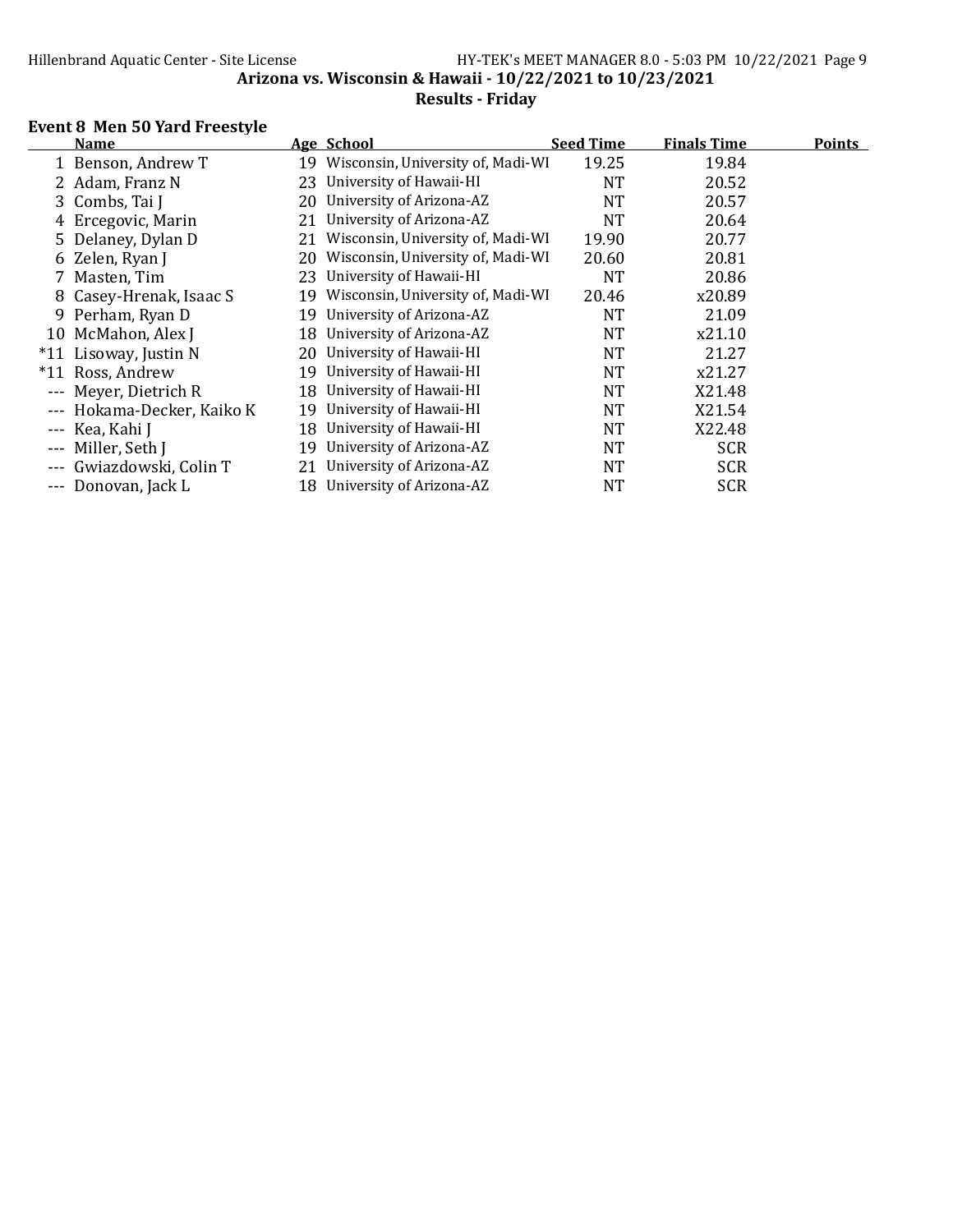Arizona vs. Wisconsin & Hawaii - 10/22/2021 to 10/23/2021

Results - Friday

### Event 8 Men 50 Yard Freestyle

| | Name | Age | School | Seed Time | Finals Time | Points |
|---|---|---|---|---|---|---|
| 1 | Benson, Andrew T | 19 | Wisconsin, University of, Madi-WI | 19.25 | 19.84 | |
| 2 | Adam, Franz N | 23 | University of Hawaii-HI | NT | 20.52 | |
| 3 | Combs, Tai J | 20 | University of Arizona-AZ | NT | 20.57 | |
| 4 | Ercegovic, Marin | 21 | University of Arizona-AZ | NT | 20.64 | |
| 5 | Delaney, Dylan D | 21 | Wisconsin, University of, Madi-WI | 19.90 | 20.77 | |
| 6 | Zelen, Ryan J | 20 | Wisconsin, University of, Madi-WI | 20.60 | 20.81 | |
| 7 | Masten, Tim | 23 | University of Hawaii-HI | NT | 20.86 | |
| 8 | Casey-Hrenak, Isaac S | 19 | Wisconsin, University of, Madi-WI | 20.46 | x20.89 | |
| 9 | Perham, Ryan D | 19 | University of Arizona-AZ | NT | 21.09 | |
| 10 | McMahon, Alex J | 18 | University of Arizona-AZ | NT | x21.10 | |
| *11 | Lisoway, Justin N | 20 | University of Hawaii-HI | NT | 21.27 | |
| *11 | Ross, Andrew | 19 | University of Hawaii-HI | NT | x21.27 | |
| --- | Meyer, Dietrich R | 18 | University of Hawaii-HI | NT | X21.48 | |
| --- | Hokama-Decker, Kaiko K | 19 | University of Hawaii-HI | NT | X21.54 | |
| --- | Kea, Kahi J | 18 | University of Hawaii-HI | NT | X22.48 | |
| --- | Miller, Seth J | 19 | University of Arizona-AZ | NT | SCR | |
| --- | Gwiazdowski, Colin T | 21 | University of Arizona-AZ | NT | SCR | |
| --- | Donovan, Jack L | 18 | University of Arizona-AZ | NT | SCR | |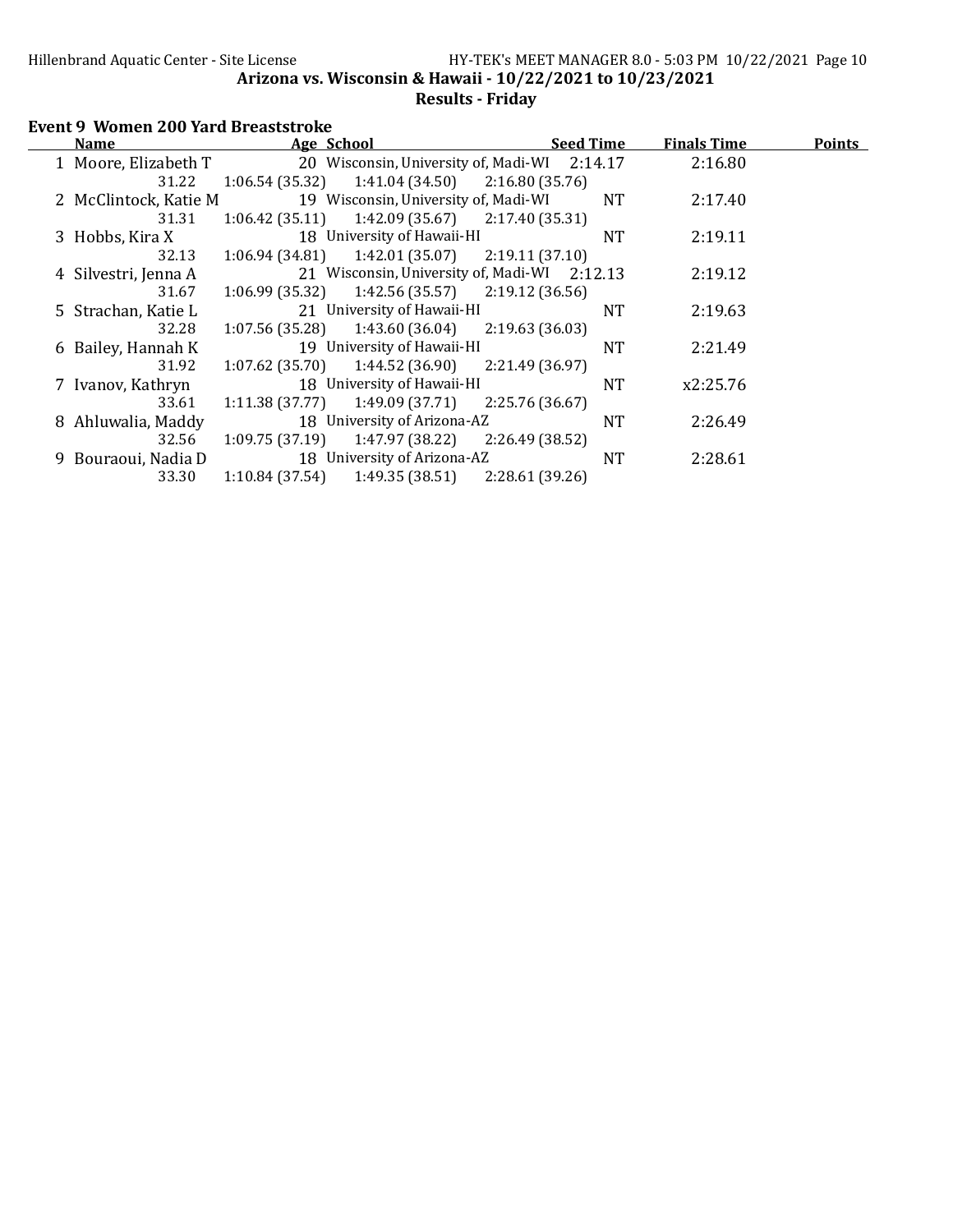**Arizona vs. Wisconsin & Hawaii - 10/22/2021 to 10/23/2021**

**Results - Friday**

### Event 9 Women 200 Yard Breaststroke

| | Name | Age | School | Seed Time | Finals Time | Points |
|---|---|---|---|---|---|---|
| 1 | Moore, Elizabeth T | 20 | Wisconsin, University of, Madi-WI | 2:14.17 | 2:16.80 | |
| | 31.22 | 1:06.54 (35.32) | 1:41.04 (34.50) | 2:16.80 (35.76) | | |
| 2 | McClintock, Katie M | 19 | Wisconsin, University of, Madi-WI | NT | 2:17.40 | |
| | 31.31 | 1:06.42 (35.11) | 1:42.09 (35.67) | 2:17.40 (35.31) | | |
| 3 | Hobbs, Kira X | 18 | University of Hawaii-HI | NT | 2:19.11 | |
| | 32.13 | 1:06.94 (34.81) | 1:42.01 (35.07) | 2:19.11 (37.10) | | |
| 4 | Silvestri, Jenna A | 21 | Wisconsin, University of, Madi-WI | 2:12.13 | 2:19.12 | |
| | 31.67 | 1:06.99 (35.32) | 1:42.56 (35.57) | 2:19.12 (36.56) | | |
| 5 | Strachan, Katie L | 21 | University of Hawaii-HI | NT | 2:19.63 | |
| | 32.28 | 1:07.56 (35.28) | 1:43.60 (36.04) | 2:19.63 (36.03) | | |
| 6 | Bailey, Hannah K | 19 | University of Hawaii-HI | NT | 2:21.49 | |
| | 31.92 | 1:07.62 (35.70) | 1:44.52 (36.90) | 2:21.49 (36.97) | | |
| 7 | Ivanov, Kathryn | 18 | University of Hawaii-HI | NT | x2:25.76 | |
| | 33.61 | 1:11.38 (37.77) | 1:49.09 (37.71) | 2:25.76 (36.67) | | |
| 8 | Ahluwalia, Maddy | 18 | University of Arizona-AZ | NT | 2:26.49 | |
| | 32.56 | 1:09.75 (37.19) | 1:47.97 (38.22) | 2:26.49 (38.52) | | |
| 9 | Bouraoui, Nadia D | 18 | University of Arizona-AZ | NT | 2:28.61 | |
| | 33.30 | 1:10.84 (37.54) | 1:49.35 (38.51) | 2:28.61 (39.26) | | |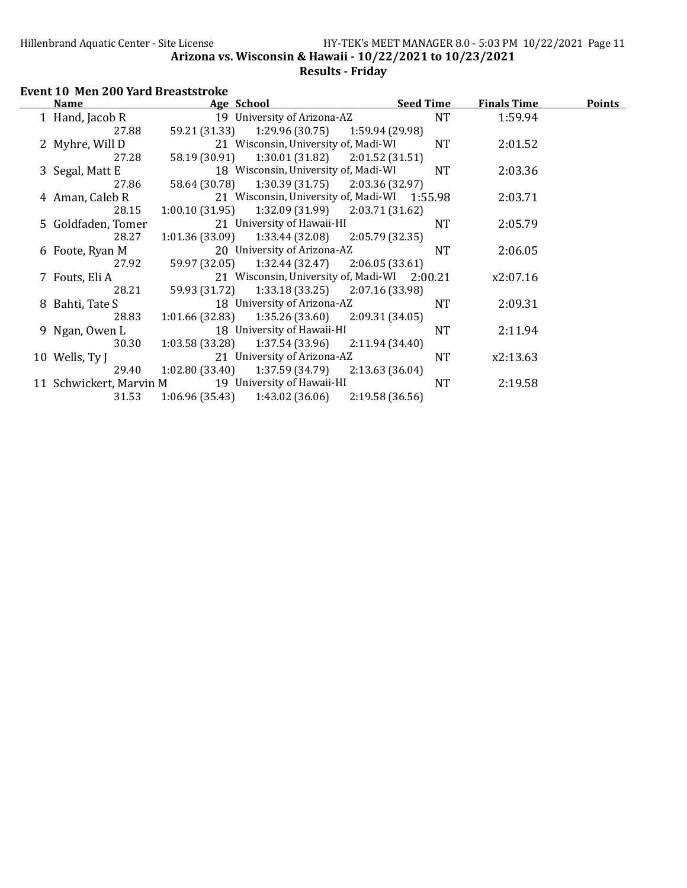**Arizona vs. Wisconsin & Hawaii - 10/22/2021 to 10/23/2021**

**Results - Friday**

### Event 10 Men 200 Yard Breaststroke

| | Name | Age | School | Seed Time | Finals Time | Points |
|---|---|---|---|---|---|---|
| 1 | Hand, Jacob R | 19 | University of Arizona-AZ | NT | 1:59.94 | |
| | 27.88 | 59.21 (31.33) | 1:29.96 (30.75) | 1:59.94 (29.98) | | |
| 2 | Myhre, Will D | 21 | Wisconsin, University of, Madi-WI | NT | 2:01.52 | |
| | 27.28 | 58.19 (30.91) | 1:30.01 (31.82) | 2:01.52 (31.51) | | |
| 3 | Segal, Matt E | 18 | Wisconsin, University of, Madi-WI | NT | 2:03.36 | |
| | 27.86 | 58.64 (30.78) | 1:30.39 (31.75) | 2:03.36 (32.97) | | |
| 4 | Aman, Caleb R | 21 | Wisconsin, University of, Madi-WI | 1:55.98 | 2:03.71 | |
| | 28.15 | 1:00.10 (31.95) | 1:32.09 (31.99) | 2:03.71 (31.62) | | |
| 5 | Goldfaden, Tomer | 21 | University of Hawaii-HI | NT | 2:05.79 | |
| | 28.27 | 1:01.36 (33.09) | 1:33.44 (32.08) | 2:05.79 (32.35) | | |
| 6 | Foote, Ryan M | 20 | University of Arizona-AZ | NT | 2:06.05 | |
| | 27.92 | 59.97 (32.05) | 1:32.44 (32.47) | 2:06.05 (33.61) | | |
| 7 | Fouts, Eli A | 21 | Wisconsin, University of, Madi-WI | 2:00.21 | x2:07.16 | |
| | 28.21 | 59.93 (31.72) | 1:33.18 (33.25) | 2:07.16 (33.98) | | |
| 8 | Bahti, Tate S | 18 | University of Arizona-AZ | NT | 2:09.31 | |
| | 28.83 | 1:01.66 (32.83) | 1:35.26 (33.60) | 2:09.31 (34.05) | | |
| 9 | Ngan, Owen L | 18 | University of Hawaii-HI | NT | 2:11.94 | |
| | 30.30 | 1:03.58 (33.28) | 1:37.54 (33.96) | 2:11.94 (34.40) | | |
| 10 | Wells, Ty J | 21 | University of Arizona-AZ | NT | x2:13.63 | |
| | 29.40 | 1:02.80 (33.40) | 1:37.59 (34.79) | 2:13.63 (36.04) | | |
| 11 | Schwickert, Marvin M | 19 | University of Hawaii-HI | NT | 2:19.58 | |
| | 31.53 | 1:06.96 (35.43) | 1:43.02 (36.06) | 2:19.58 (36.56) | | |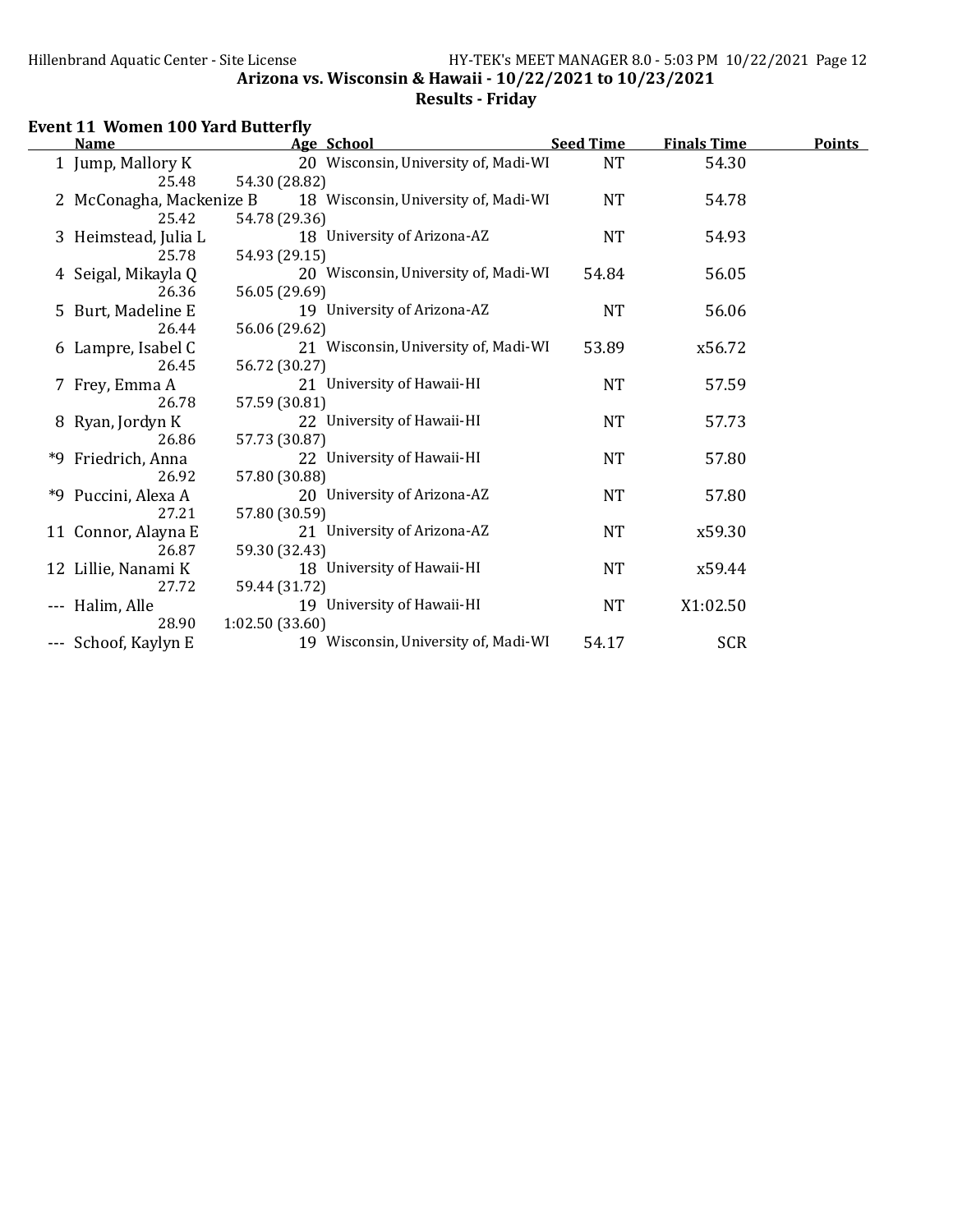**Arizona vs. Wisconsin & Hawaii - 10/22/2021 to 10/23/2021**

**Results - Friday**

### Event 11 Women 100 Yard Butterfly

| | Name | Age | School | Seed Time | Finals Time | Points |
|---|---|---|---|---|---|---|
| 1 | Jump, Mallory K | 20 | Wisconsin, University of, Madi-WI | NT | 54.30 | |
| | 25.48 | 54.30 (28.82) | | | | |
| 2 | McConagha, Mackenize B | 18 | Wisconsin, University of, Madi-WI | NT | 54.78 | |
| | 25.42 | 54.78 (29.36) | | | | |
| 3 | Heimstead, Julia L | 18 | University of Arizona-AZ | NT | 54.93 | |
| | 25.78 | 54.93 (29.15) | | | | |
| 4 | Seigal, Mikayla Q | 20 | Wisconsin, University of, Madi-WI | 54.84 | 56.05 | |
| | 26.36 | 56.05 (29.69) | | | | |
| 5 | Burt, Madeline E | 19 | University of Arizona-AZ | NT | 56.06 | |
| | 26.44 | 56.06 (29.62) | | | | |
| 6 | Lampre, Isabel C | 21 | Wisconsin, University of, Madi-WI | 53.89 | x56.72 | |
| | 26.45 | 56.72 (30.27) | | | | |
| 7 | Frey, Emma A | 21 | University of Hawaii-HI | NT | 57.59 | |
| | 26.78 | 57.59 (30.81) | | | | |
| 8 | Ryan, Jordyn K | 22 | University of Hawaii-HI | NT | 57.73 | |
| | 26.86 | 57.73 (30.87) | | | | |
| *9 | Friedrich, Anna | 22 | University of Hawaii-HI | NT | 57.80 | |
| | 26.92 | 57.80 (30.88) | | | | |
| *9 | Puccini, Alexa A | 20 | University of Arizona-AZ | NT | 57.80 | |
| | 27.21 | 57.80 (30.59) | | | | |
| 11 | Connor, Alayna E | 21 | University of Arizona-AZ | NT | x59.30 | |
| | 26.87 | 59.30 (32.43) | | | | |
| 12 | Lillie, Nanami K | 18 | University of Hawaii-HI | NT | x59.44 | |
| | 27.72 | 59.44 (31.72) | | | | |
| --- | Halim, Alle | 19 | University of Hawaii-HI | NT | X1:02.50 | |
| | 28.90 | 1:02.50 (33.60) | | | | |
| --- | Schoof, Kaylyn E | 19 | Wisconsin, University of, Madi-WI | 54.17 | SCR | |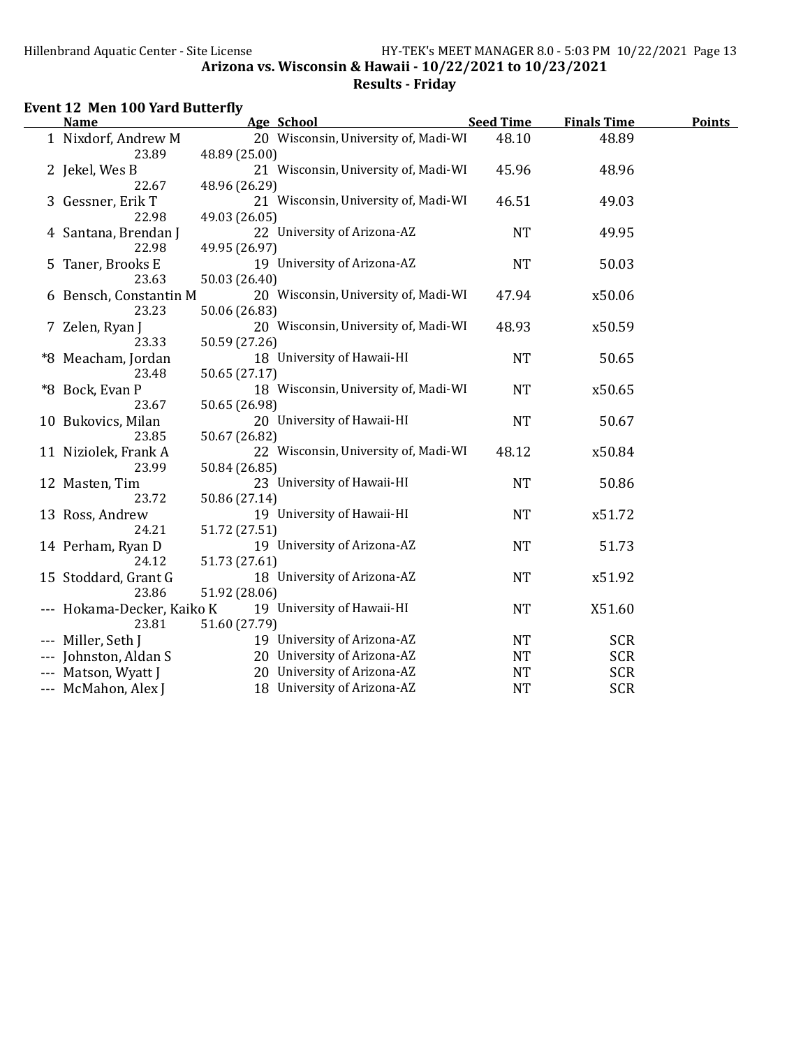Arizona vs. Wisconsin & Hawaii - 10/22/2021 to 10/23/2021

Results - Friday

### Event 12 Men 100 Yard Butterfly

| | Name | Age | School | Seed Time | Finals Time | Points |
|---|---|---|---|---|---|---|
| 1 | Nixdorf, Andrew M | 20 | Wisconsin, University of, Madi-WI | 48.10 | 48.89 | |
| | 23.89 | 48.89 (25.00) | | | | |
| 2 | Jekel, Wes B | 21 | Wisconsin, University of, Madi-WI | 45.96 | 48.96 | |
| | 22.67 | 48.96 (26.29) | | | | |
| 3 | Gessner, Erik T | 21 | Wisconsin, University of, Madi-WI | 46.51 | 49.03 | |
| | 22.98 | 49.03 (26.05) | | | | |
| 4 | Santana, Brendan J | 22 | University of Arizona-AZ | NT | 49.95 | |
| | 22.98 | 49.95 (26.97) | | | | |
| 5 | Taner, Brooks E | 19 | University of Arizona-AZ | NT | 50.03 | |
| | 23.63 | 50.03 (26.40) | | | | |
| 6 | Bensch, Constantin M | 20 | Wisconsin, University of, Madi-WI | 47.94 | x50.06 | |
| | 23.23 | 50.06 (26.83) | | | | |
| 7 | Zelen, Ryan J | 20 | Wisconsin, University of, Madi-WI | 48.93 | x50.59 | |
| | 23.33 | 50.59 (27.26) | | | | |
| *8 | Meacham, Jordan | 18 | University of Hawaii-HI | NT | 50.65 | |
| | 23.48 | 50.65 (27.17) | | | | |
| *8 | Bock, Evan P | 18 | Wisconsin, University of, Madi-WI | NT | x50.65 | |
| | 23.67 | 50.65 (26.98) | | | | |
| 10 | Bukovics, Milan | 20 | University of Hawaii-HI | NT | 50.67 | |
| | 23.85 | 50.67 (26.82) | | | | |
| 11 | Niziolek, Frank A | 22 | Wisconsin, University of, Madi-WI | 48.12 | x50.84 | |
| | 23.99 | 50.84 (26.85) | | | | |
| 12 | Masten, Tim | 23 | University of Hawaii-HI | NT | 50.86 | |
| | 23.72 | 50.86 (27.14) | | | | |
| 13 | Ross, Andrew | 19 | University of Hawaii-HI | NT | x51.72 | |
| | 24.21 | 51.72 (27.51) | | | | |
| 14 | Perham, Ryan D | 19 | University of Arizona-AZ | NT | 51.73 | |
| | 24.12 | 51.73 (27.61) | | | | |
| 15 | Stoddard, Grant G | 18 | University of Arizona-AZ | NT | x51.92 | |
| | 23.86 | 51.92 (28.06) | | | | |
| --- | Hokama-Decker, Kaiko K | 19 | University of Hawaii-HI | NT | X51.60 | |
| | 23.81 | 51.60 (27.79) | | | | |
| --- | Miller, Seth J | 19 | University of Arizona-AZ | NT | SCR | |
| --- | Johnston, Aldan S | 20 | University of Arizona-AZ | NT | SCR | |
| --- | Matson, Wyatt J | 20 | University of Arizona-AZ | NT | SCR | |
| --- | McMahon, Alex J | 18 | University of Arizona-AZ | NT | SCR | |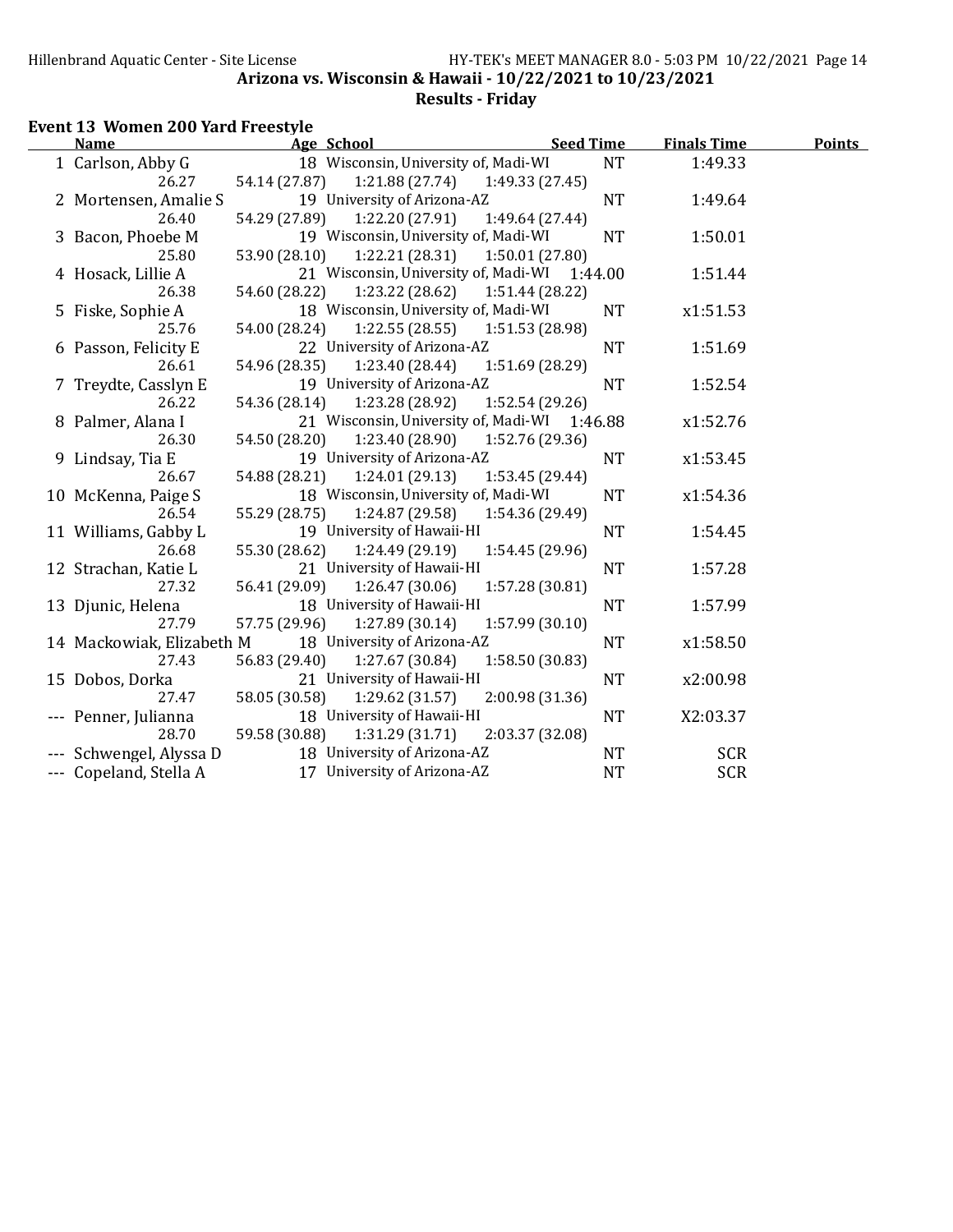## Arizona vs. Wisconsin & Hawaii - 10/22/2021 to 10/23/2021

### Results - Friday

### Event 13 Women 200 Yard Freestyle

| | Name | Age | School | Seed Time | Finals Time | Points |
|---|---|---|---|---|---|---|
| 1 | Carlson, Abby G | 18 | Wisconsin, University of, Madi-WI | NT | 1:49.33 | |
| | 26.27 | 54.14 (27.87) | 1:21.88 (27.74) | 1:49.33 (27.45) | | |
| 2 | Mortensen, Amalie S | 19 | University of Arizona-AZ | NT | 1:49.64 | |
| | 26.40 | 54.29 (27.89) | 1:22.20 (27.91) | 1:49.64 (27.44) | | |
| 3 | Bacon, Phoebe M | 19 | Wisconsin, University of, Madi-WI | NT | 1:50.01 | |
| | 25.80 | 53.90 (28.10) | 1:22.21 (28.31) | 1:50.01 (27.80) | | |
| 4 | Hosack, Lillie A | 21 | Wisconsin, University of, Madi-WI | 1:44.00 | 1:51.44 | |
| | 26.38 | 54.60 (28.22) | 1:23.22 (28.62) | 1:51.44 (28.22) | | |
| 5 | Fiske, Sophie A | 18 | Wisconsin, University of, Madi-WI | NT | x1:51.53 | |
| | 25.76 | 54.00 (28.24) | 1:22.55 (28.55) | 1:51.53 (28.98) | | |
| 6 | Passon, Felicity E | 22 | University of Arizona-AZ | NT | 1:51.69 | |
| | 26.61 | 54.96 (28.35) | 1:23.40 (28.44) | 1:51.69 (28.29) | | |
| 7 | Treydte, Casslyn E | 19 | University of Arizona-AZ | NT | 1:52.54 | |
| | 26.22 | 54.36 (28.14) | 1:23.28 (28.92) | 1:52.54 (29.26) | | |
| 8 | Palmer, Alana I | 21 | Wisconsin, University of, Madi-WI | 1:46.88 | x1:52.76 | |
| | 26.30 | 54.50 (28.20) | 1:23.40 (28.90) | 1:52.76 (29.36) | | |
| 9 | Lindsay, Tia E | 19 | University of Arizona-AZ | NT | x1:53.45 | |
| | 26.67 | 54.88 (28.21) | 1:24.01 (29.13) | 1:53.45 (29.44) | | |
| 10 | McKenna, Paige S | 18 | Wisconsin, University of, Madi-WI | NT | x1:54.36 | |
| | 26.54 | 55.29 (28.75) | 1:24.87 (29.58) | 1:54.36 (29.49) | | |
| 11 | Williams, Gabby L | 19 | University of Hawaii-HI | NT | 1:54.45 | |
| | 26.68 | 55.30 (28.62) | 1:24.49 (29.19) | 1:54.45 (29.96) | | |
| 12 | Strachan, Katie L | 21 | University of Hawaii-HI | NT | 1:57.28 | |
| | 27.32 | 56.41 (29.09) | 1:26.47 (30.06) | 1:57.28 (30.81) | | |
| 13 | Djunic, Helena | 18 | University of Hawaii-HI | NT | 1:57.99 | |
| | 27.79 | 57.75 (29.96) | 1:27.89 (30.14) | 1:57.99 (30.10) | | |
| 14 | Mackowiak, Elizabeth M | 18 | University of Arizona-AZ | NT | x1:58.50 | |
| | 27.43 | 56.83 (29.40) | 1:27.67 (30.84) | 1:58.50 (30.83) | | |
| 15 | Dobos, Dorka | 21 | University of Hawaii-HI | NT | x2:00.98 | |
| | 27.47 | 58.05 (30.58) | 1:29.62 (31.57) | 2:00.98 (31.36) | | |
| --- | Penner, Julianna | 18 | University of Hawaii-HI | NT | X2:03.37 | |
| | 28.70 | 59.58 (30.88) | 1:31.29 (31.71) | 2:03.37 (32.08) | | |
| --- | Schwengel, Alyssa D | 18 | University of Arizona-AZ | NT | SCR | |
| --- | Copeland, Stella A | 17 | University of Arizona-AZ | NT | SCR | |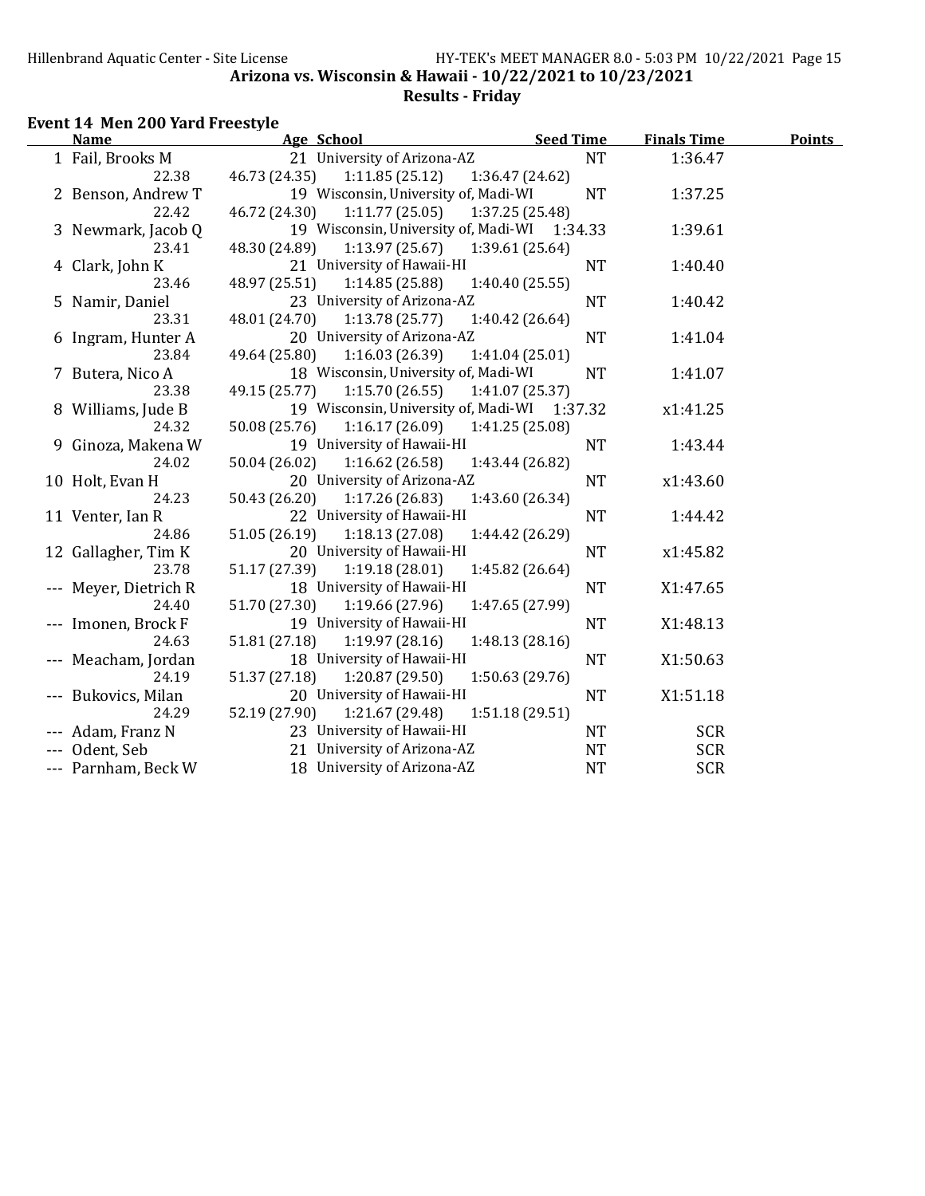**Arizona vs. Wisconsin & Hawaii - 10/22/2021 to 10/23/2021**

**Results - Friday**

### Event 14 Men 200 Yard Freestyle

| | Name | Age | School | Seed Time | Finals Time | Points |
|---|---|---|---|---|---|---|
| 1 | Fail, Brooks M | 21 | University of Arizona-AZ | NT | 1:36.47 | |
| | 22.38 | 46.73 (24.35) | 1:11.85 (25.12) | 1:36.47 (24.62) | | |
| 2 | Benson, Andrew T | 19 | Wisconsin, University of, Madi-WI | NT | 1:37.25 | |
| | 22.42 | 46.72 (24.30) | 1:11.77 (25.05) | 1:37.25 (25.48) | | |
| 3 | Newmark, Jacob Q | 19 | Wisconsin, University of, Madi-WI | 1:34.33 | 1:39.61 | |
| | 23.41 | 48.30 (24.89) | 1:13.97 (25.67) | 1:39.61 (25.64) | | |
| 4 | Clark, John K | 21 | University of Hawaii-HI | NT | 1:40.40 | |
| | 23.46 | 48.97 (25.51) | 1:14.85 (25.88) | 1:40.40 (25.55) | | |
| 5 | Namir, Daniel | 23 | University of Arizona-AZ | NT | 1:40.42 | |
| | 23.31 | 48.01 (24.70) | 1:13.78 (25.77) | 1:40.42 (26.64) | | |
| 6 | Ingram, Hunter A | 20 | University of Arizona-AZ | NT | 1:41.04 | |
| | 23.84 | 49.64 (25.80) | 1:16.03 (26.39) | 1:41.04 (25.01) | | |
| 7 | Butera, Nico A | 18 | Wisconsin, University of, Madi-WI | NT | 1:41.07 | |
| | 23.38 | 49.15 (25.77) | 1:15.70 (26.55) | 1:41.07 (25.37) | | |
| 8 | Williams, Jude B | 19 | Wisconsin, University of, Madi-WI | 1:37.32 | x1:41.25 | |
| | 24.32 | 50.08 (25.76) | 1:16.17 (26.09) | 1:41.25 (25.08) | | |
| 9 | Ginoza, Makena W | 19 | University of Hawaii-HI | NT | 1:43.44 | |
| | 24.02 | 50.04 (26.02) | 1:16.62 (26.58) | 1:43.44 (26.82) | | |
| 10 | Holt, Evan H | 20 | University of Arizona-AZ | NT | x1:43.60 | |
| | 24.23 | 50.43 (26.20) | 1:17.26 (26.83) | 1:43.60 (26.34) | | |
| 11 | Venter, Ian R | 22 | University of Hawaii-HI | NT | 1:44.42 | |
| | 24.86 | 51.05 (26.19) | 1:18.13 (27.08) | 1:44.42 (26.29) | | |
| 12 | Gallagher, Tim K | 20 | University of Hawaii-HI | NT | x1:45.82 | |
| | 23.78 | 51.17 (27.39) | 1:19.18 (28.01) | 1:45.82 (26.64) | | |
| --- | Meyer, Dietrich R | 18 | University of Hawaii-HI | NT | X1:47.65 | |
| | 24.40 | 51.70 (27.30) | 1:19.66 (27.96) | 1:47.65 (27.99) | | |
| --- | Imonen, Brock F | 19 | University of Hawaii-HI | NT | X1:48.13 | |
| | 24.63 | 51.81 (27.18) | 1:19.97 (28.16) | 1:48.13 (28.16) | | |
| --- | Meacham, Jordan | 18 | University of Hawaii-HI | NT | X1:50.63 | |
| | 24.19 | 51.37 (27.18) | 1:20.87 (29.50) | 1:50.63 (29.76) | | |
| --- | Bukovics, Milan | 20 | University of Hawaii-HI | NT | X1:51.18 | |
| | 24.29 | 52.19 (27.90) | 1:21.67 (29.48) | 1:51.18 (29.51) | | |
| --- | Adam, Franz N | 23 | University of Hawaii-HI | NT | SCR | |
| --- | Odent, Seb | 21 | University of Arizona-AZ | NT | SCR | |
| --- | Parnham, Beck W | 18 | University of Arizona-AZ | NT | SCR | |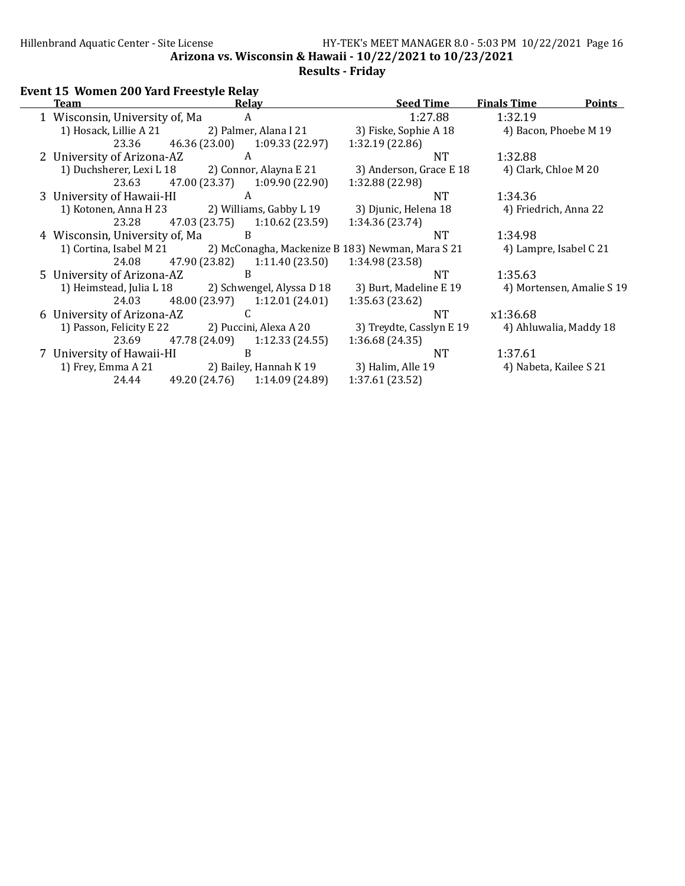## Arizona vs. Wisconsin & Hawaii - 10/22/2021 to 10/23/2021

### Results - Friday

**Event 15 Women 200 Yard Freestyle Relay**

| | Team | Relay | Seed Time | Finals Time | Points |
|---|---|---|---|---|---|
| 1 | Wisconsin, University of, Ma | A | 1:27.88 | 1:32.19 | |
| | 1) Hosack, Lillie A 21 | 2) Palmer, Alana I 21 | 3) Fiske, Sophie A 18 | 4) Bacon, Phoebe M 19 | |
| | 23.36 | 46.36 (23.00) | 1:09.33 (22.97) | 1:32.19 (22.86) | |
| 2 | University of Arizona-AZ | A | NT | 1:32.88 | |
| | 1) Duchsherer, Lexi L 18 | 2) Connor, Alayna E 21 | 3) Anderson, Grace E 18 | 4) Clark, Chloe M 20 | |
| | 23.63 | 47.00 (23.37) | 1:09.90 (22.90) | 1:32.88 (22.98) | |
| 3 | University of Hawaii-HI | A | NT | 1:34.36 | |
| | 1) Kotonen, Anna H 23 | 2) Williams, Gabby L 19 | 3) Djunic, Helena 18 | 4) Friedrich, Anna 22 | |
| | 23.28 | 47.03 (23.75) | 1:10.62 (23.59) | 1:34.36 (23.74) | |
| 4 | Wisconsin, University of, Ma | B | NT | 1:34.98 | |
| | 1) Cortina, Isabel M 21 | 2) McConagha, Mackenize B 18 | 3) Newman, Mara S 21 | 4) Lampre, Isabel C 21 | |
| | 24.08 | 47.90 (23.82) | 1:11.40 (23.50) | 1:34.98 (23.58) | |
| 5 | University of Arizona-AZ | B | NT | 1:35.63 | |
| | 1) Heimstead, Julia L 18 | 2) Schwengel, Alyssa D 18 | 3) Burt, Madeline E 19 | 4) Mortensen, Amalie S 19 | |
| | 24.03 | 48.00 (23.97) | 1:12.01 (24.01) | 1:35.63 (23.62) | |
| 6 | University of Arizona-AZ | C | NT | x1:36.68 | |
| | 1) Passon, Felicity E 22 | 2) Puccini, Alexa A 20 | 3) Treydte, Casslyn E 19 | 4) Ahluwalia, Maddy 18 | |
| | 23.69 | 47.78 (24.09) | 1:12.33 (24.55) | 1:36.68 (24.35) | |
| 7 | University of Hawaii-HI | B | NT | 1:37.61 | |
| | 1) Frey, Emma A 21 | 2) Bailey, Hannah K 19 | 3) Halim, Alle 19 | 4) Nabeta, Kailee S 21 | |
| | 24.44 | 49.20 (24.76) | 1:14.09 (24.89) | 1:37.61 (23.52) | |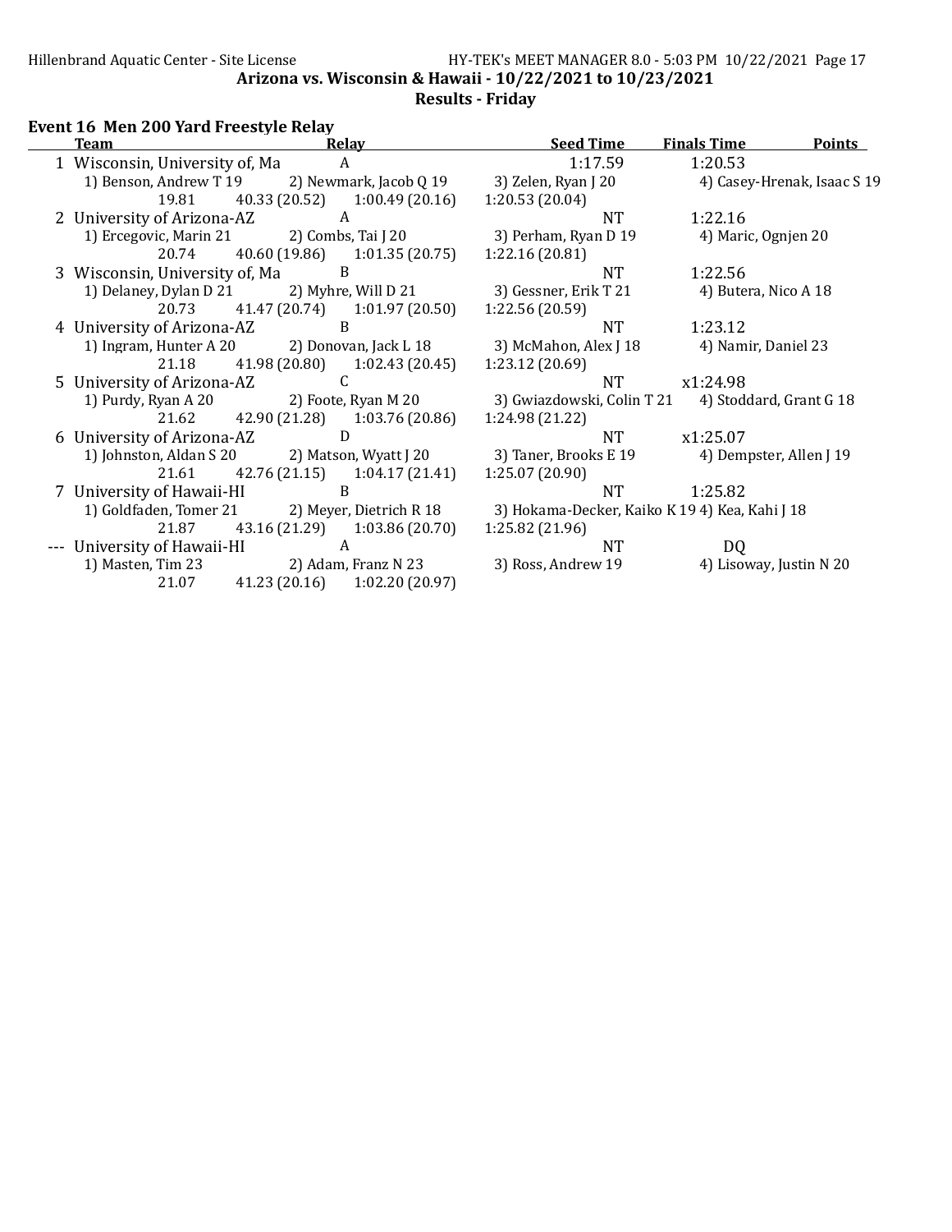**Arizona vs. Wisconsin & Hawaii - 10/22/2021 to 10/23/2021**

**Results - Friday**

### Event 16 Men 200 Yard Freestyle Relay

| | Team | Relay | Seed Time | Finals Time | Points |
|---|---|---|---|---|---|
| 1 | Wisconsin, University of, Ma | A | 1:17.59 | 1:20.53 | |
| | 1) Benson, Andrew T 19 | 2) Newmark, Jacob Q 19 | 3) Zelen, Ryan J 20 | 4) Casey-Hrenak, Isaac S 19 | |
| | 19.81 | 40.33 (20.52) | 1:00.49 (20.16) | 1:20.53 (20.04) | |
| 2 | University of Arizona-AZ | A | NT | 1:22.16 | |
| | 1) Ercegovic, Marin 21 | 2) Combs, Tai J 20 | 3) Perham, Ryan D 19 | 4) Maric, Ognjen 20 | |
| | 20.74 | 40.60 (19.86) | 1:01.35 (20.75) | 1:22.16 (20.81) | |
| 3 | Wisconsin, University of, Ma | B | NT | 1:22.56 | |
| | 1) Delaney, Dylan D 21 | 2) Myhre, Will D 21 | 3) Gessner, Erik T 21 | 4) Butera, Nico A 18 | |
| | 20.73 | 41.47 (20.74) | 1:01.97 (20.50) | 1:22.56 (20.59) | |
| 4 | University of Arizona-AZ | B | NT | 1:23.12 | |
| | 1) Ingram, Hunter A 20 | 2) Donovan, Jack L 18 | 3) McMahon, Alex J 18 | 4) Namir, Daniel 23 | |
| | 21.18 | 41.98 (20.80) | 1:02.43 (20.45) | 1:23.12 (20.69) | |
| 5 | University of Arizona-AZ | C | NT | x1:24.98 | |
| | 1) Purdy, Ryan A 20 | 2) Foote, Ryan M 20 | 3) Gwiazdowski, Colin T 21 | 4) Stoddard, Grant G 18 | |
| | 21.62 | 42.90 (21.28) | 1:03.76 (20.86) | 1:24.98 (21.22) | |
| 6 | University of Arizona-AZ | D | NT | x1:25.07 | |
| | 1) Johnston, Aldan S 20 | 2) Matson, Wyatt J 20 | 3) Taner, Brooks E 19 | 4) Dempster, Allen J 19 | |
| | 21.61 | 42.76 (21.15) | 1:04.17 (21.41) | 1:25.07 (20.90) | |
| 7 | University of Hawaii-HI | B | NT | 1:25.82 | |
| | 1) Goldfaden, Tomer 21 | 2) Meyer, Dietrich R 18 | 3) Hokama-Decker, Kaiko K 19 | 4) Kea, Kahi J 18 | |
| | 21.87 | 43.16 (21.29) | 1:03.86 (20.70) | 1:25.82 (21.96) | |
| --- | University of Hawaii-HI | A | NT | DQ | |
| | 1) Masten, Tim 23 | 2) Adam, Franz N 23 | 3) Ross, Andrew 19 | 4) Lisoway, Justin N 20 | |
| | 21.07 | 41.23 (20.16) | 1:02.20 (20.97) | | |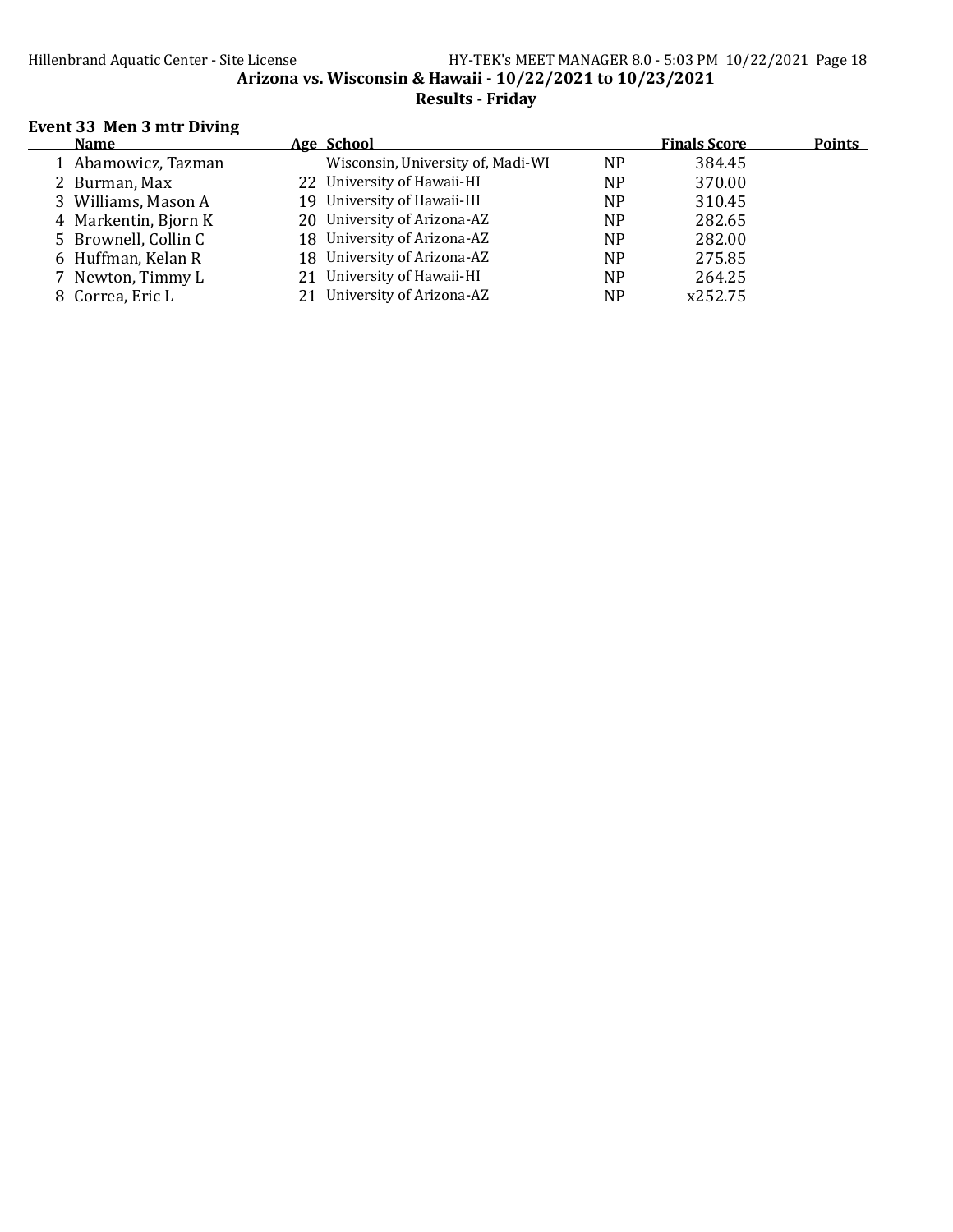**Arizona vs. Wisconsin & Hawaii - 10/22/2021 to 10/23/2021**

**Results - Friday**

### Event 33 Men 3 mtr Diving

| | Name | Age | School | | Finals Score | Points |
|---|---|---|---|---|---|---|
| 1 | Abamowicz, Tazman | | Wisconsin, University of, Madi-WI | NP | 384.45 | |
| 2 | Burman, Max | 22 | University of Hawaii-HI | NP | 370.00 | |
| 3 | Williams, Mason A | 19 | University of Hawaii-HI | NP | 310.45 | |
| 4 | Markentin, Bjorn K | 20 | University of Arizona-AZ | NP | 282.65 | |
| 5 | Brownell, Collin C | 18 | University of Arizona-AZ | NP | 282.00 | |
| 6 | Huffman, Kelan R | 18 | University of Arizona-AZ | NP | 275.85 | |
| 7 | Newton, Timmy L | 21 | University of Hawaii-HI | NP | 264.25 | |
| 8 | Correa, Eric L | 21 | University of Arizona-AZ | NP | x252.75 | |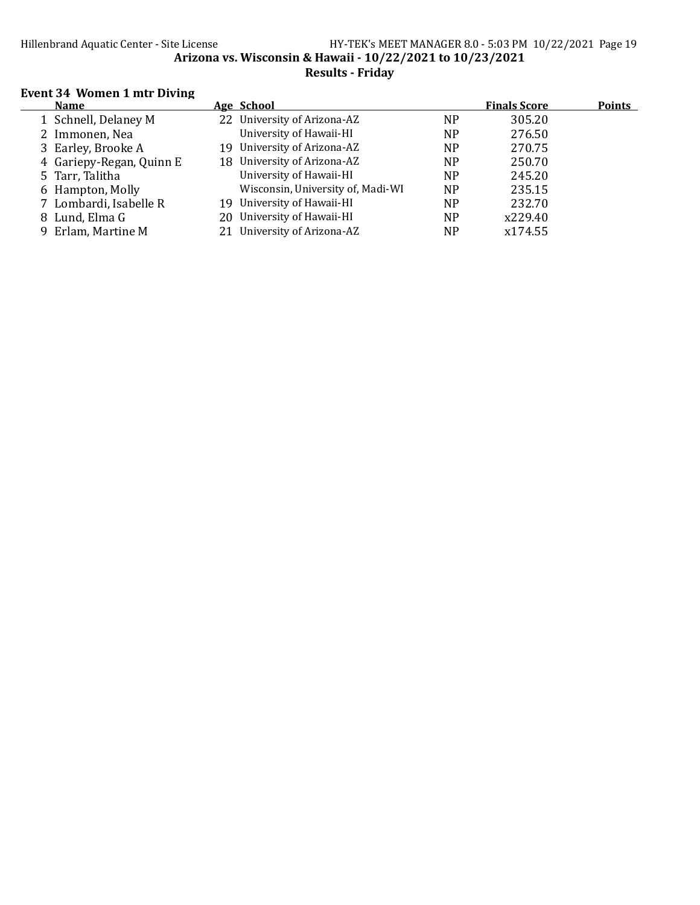**Arizona vs. Wisconsin & Hawaii - 10/22/2021 to 10/23/2021**

**Results - Friday**

### Event 34 Women 1 mtr Diving

| | Name | Age | School | | Finals Score | Points |
|---|---|---|---|---|---|---|
| 1 | Schnell, Delaney M | 22 | University of Arizona-AZ | NP | 305.20 | |
| 2 | Immonen, Nea | | University of Hawaii-HI | NP | 276.50 | |
| 3 | Earley, Brooke A | 19 | University of Arizona-AZ | NP | 270.75 | |
| 4 | Gariepy-Regan, Quinn E | 18 | University of Arizona-AZ | NP | 250.70 | |
| 5 | Tarr, Talitha | | University of Hawaii-HI | NP | 245.20 | |
| 6 | Hampton, Molly | | Wisconsin, University of, Madi-WI | NP | 235.15 | |
| 7 | Lombardi, Isabelle R | 19 | University of Hawaii-HI | NP | 232.70 | |
| 8 | Lund, Elma G | 20 | University of Hawaii-HI | NP | x229.40 | |
| 9 | Erlam, Martine M | 21 | University of Arizona-AZ | NP | x174.55 | |